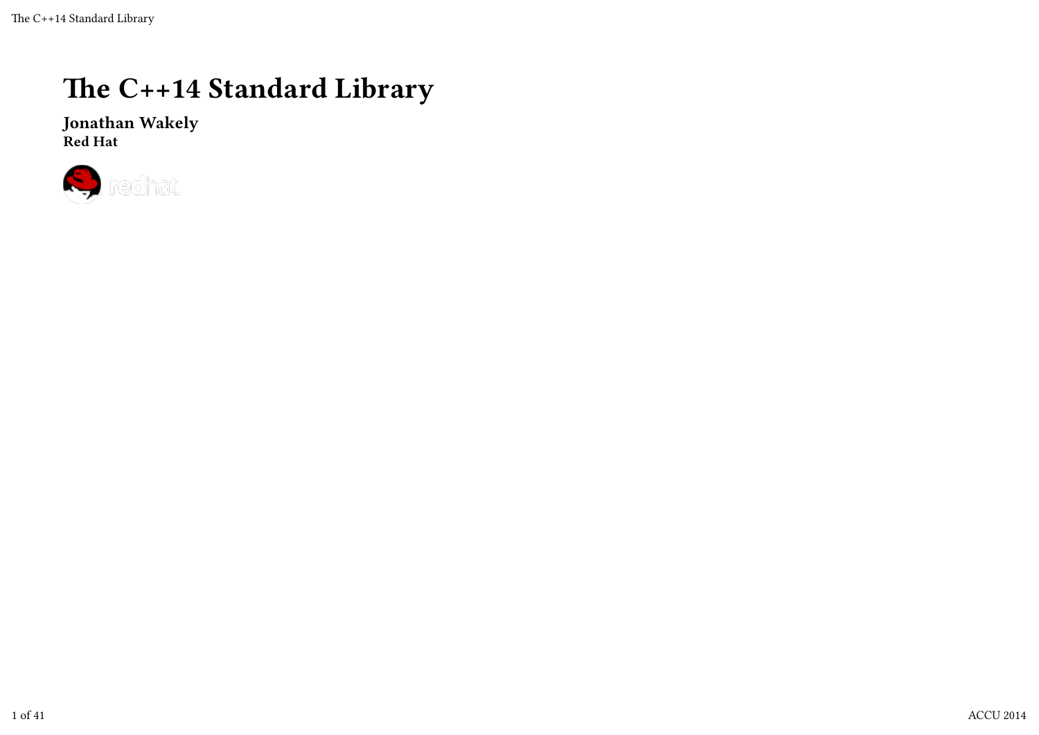# The C++14 Standard Library

**Jonathan Wakely**
**Red Hat**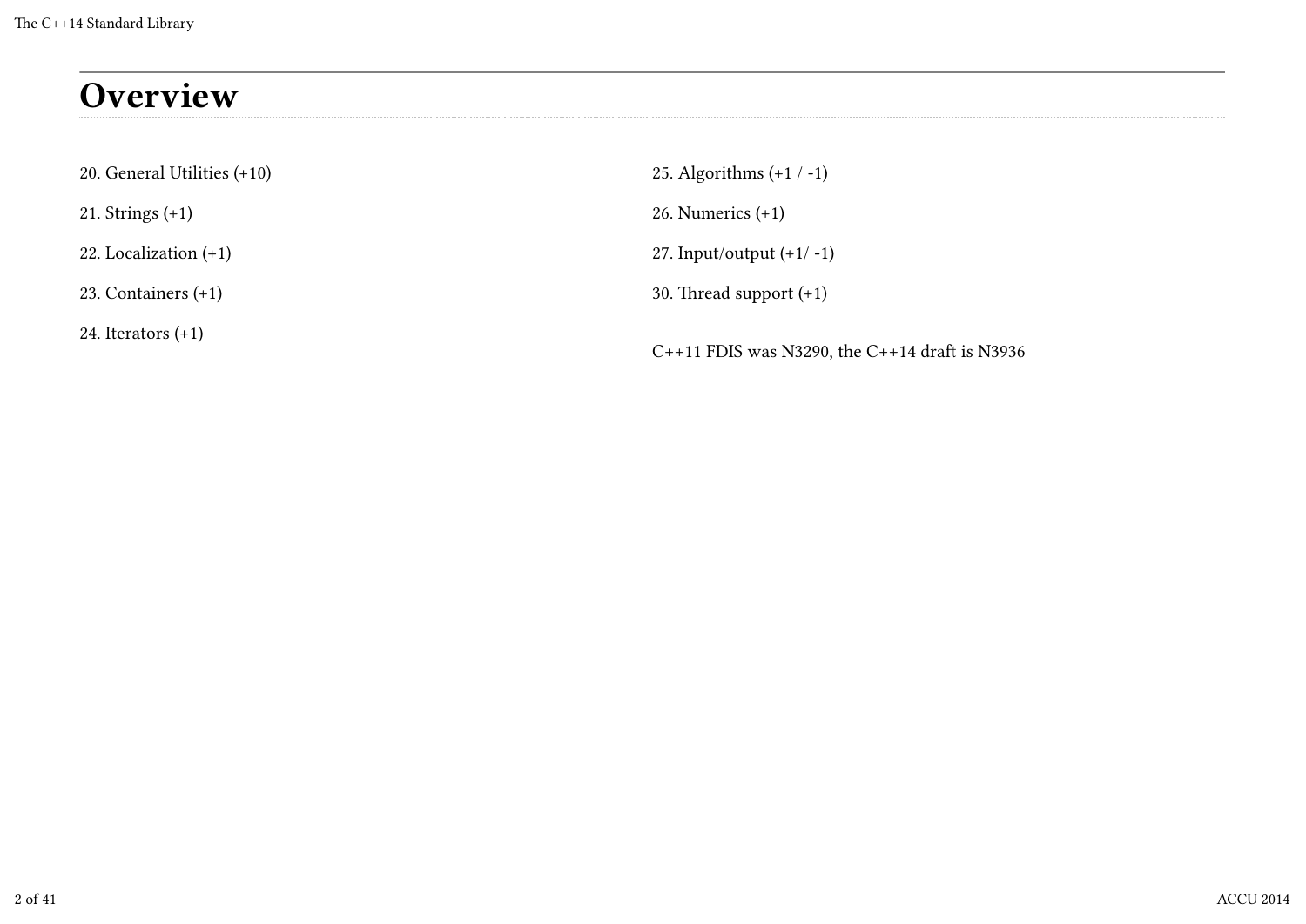# Overview

20. General Utilities (+10)

21. Strings (+1)

22. Localization (+1)

23. Containers (+1)

24. Iterators (+1)

25. Algorithms (+1 / -1)

26. Numerics (+1)

27. Input/output (+1/ -1)

30. Thread support (+1)

C++11 FDIS was N3290, the C++14 draft is N3936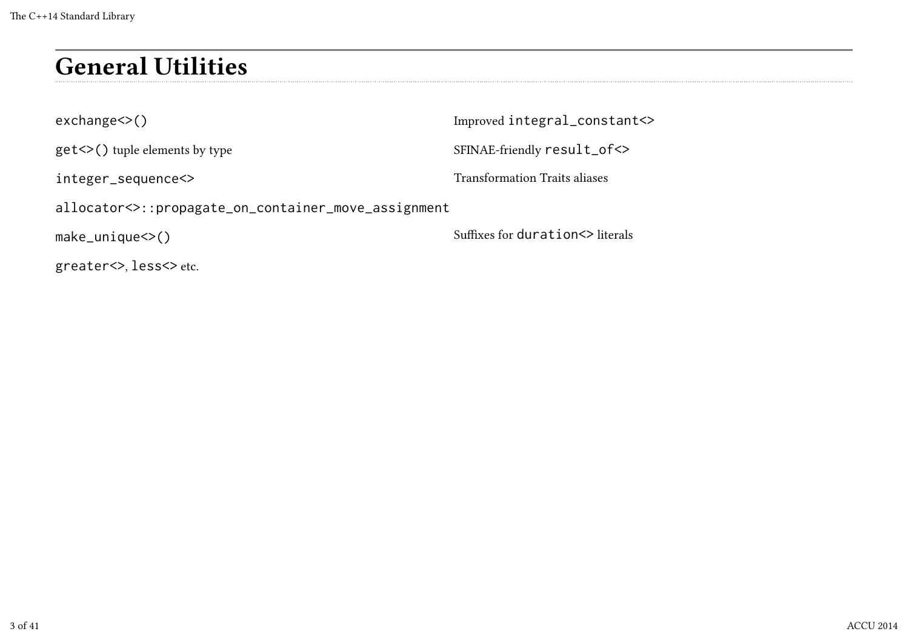# General Utilities

`exchange<>()`

`get<>()` tuple elements by type

`integer_sequence<>`

`allocator<>::propagate_on_container_move_assignment`

`make_unique<>()`

`greater<>`, `less<>` etc.

Improved `integral_constant<>`

SFINAE-friendly `result_of<>`

Transformation Traits aliases

Suffixes for `duration<>` literals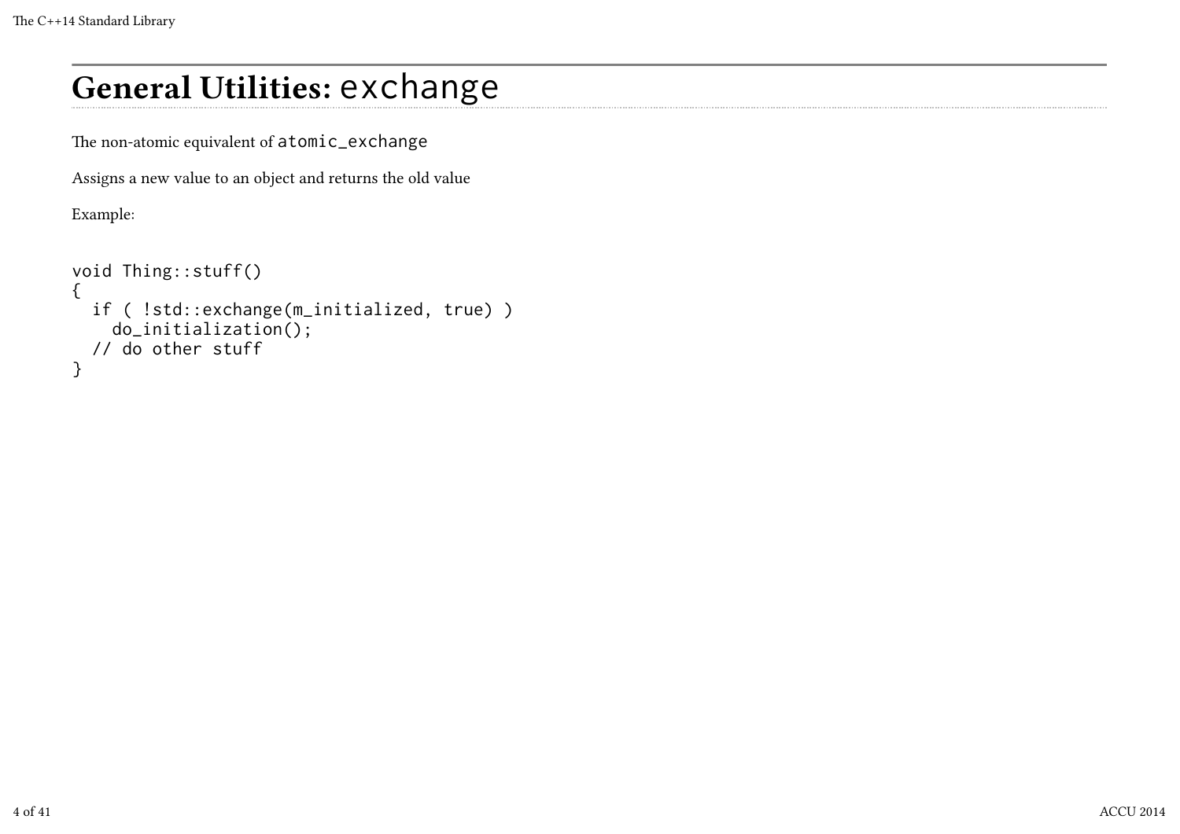# General Utilities: `exchange`

The non-atomic equivalent of `atomic_exchange`

Assigns a new value to an object and returns the old value

Example:

```
void Thing::stuff()
{
  if ( !std::exchange(m_initialized, true) )
    do_initialization();
  // do other stuff
}
```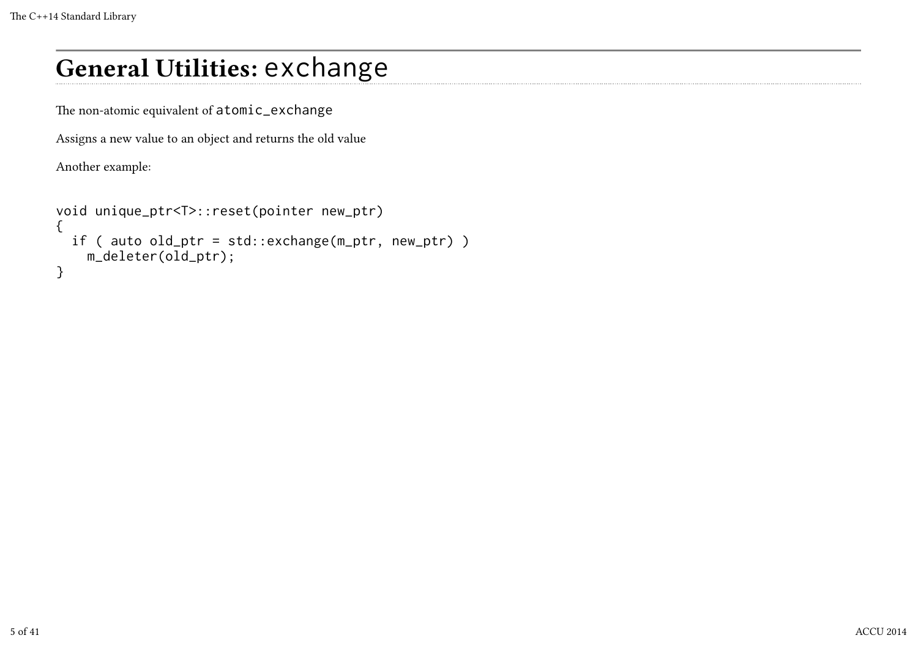# General Utilities: exchange

The non-atomic equivalent of `atomic_exchange`

Assigns a new value to an object and returns the old value

Another example:

```
void unique_ptr<T>::reset(pointer new_ptr)
{
  if ( auto old_ptr = std::exchange(m_ptr, new_ptr) )
    m_deleter(old_ptr);
}
```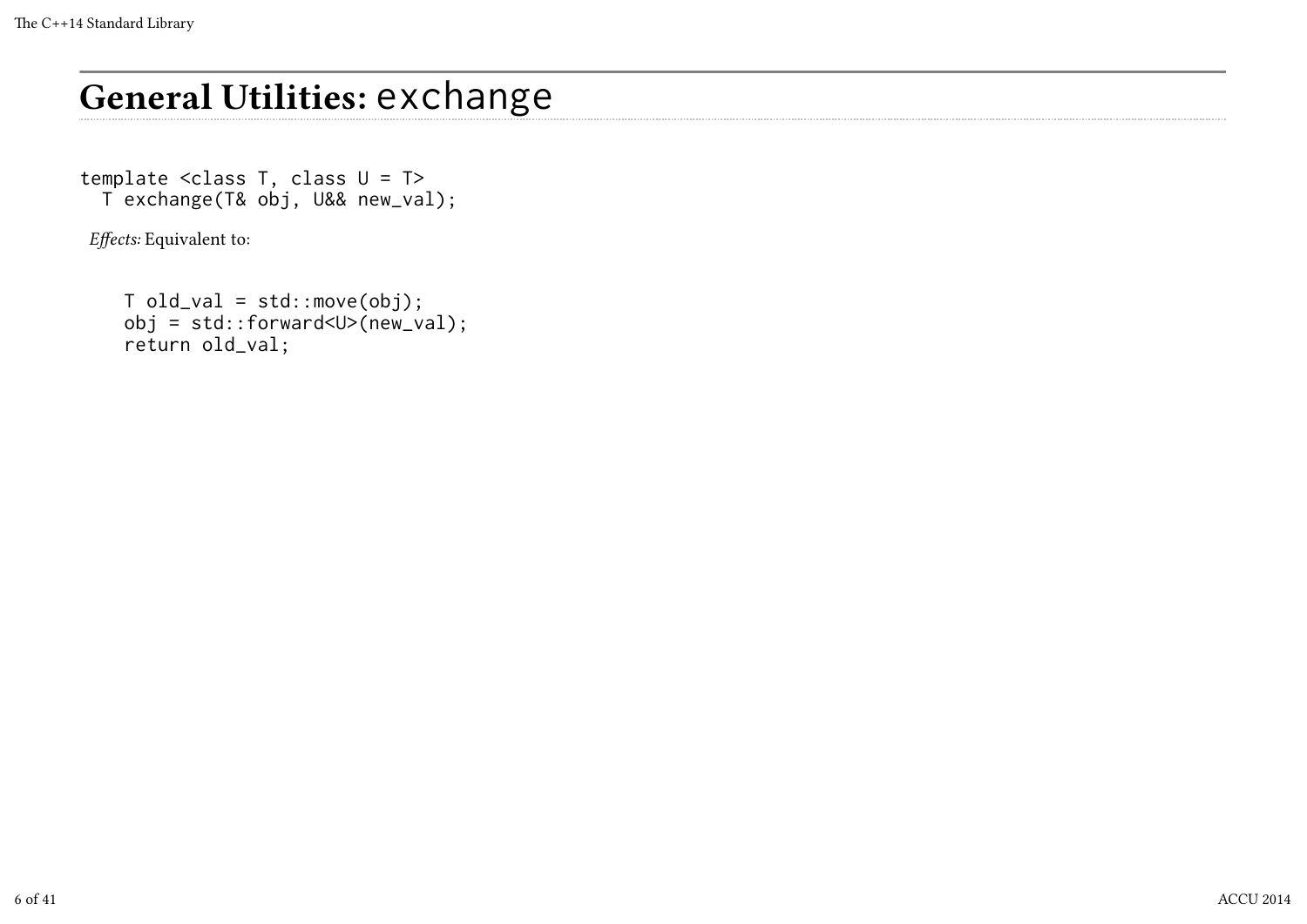# General Utilities: exchange

```
template <class T, class U = T>
  T exchange(T& obj, U&& new_val);
```

*Effects:* Equivalent to:

```
T old_val = std::move(obj);
obj = std::forward<U>(new_val);
return old_val;
```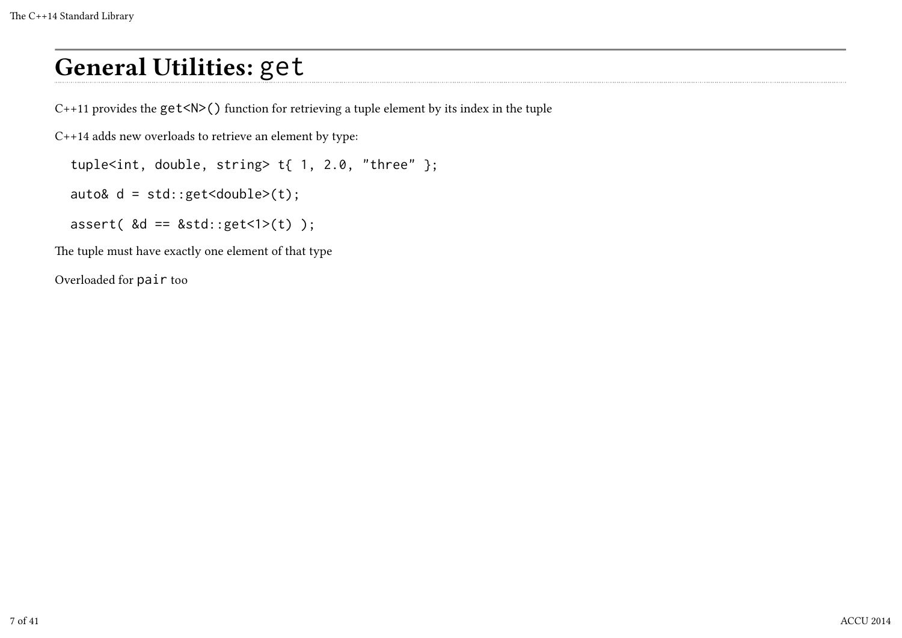# General Utilities: `get`

C++11 provides the `get<N>()` function for retrieving a tuple element by its index in the tuple

C++14 adds new overloads to retrieve an element by type:

```
tuple<int, double, string> t{ 1, 2.0, "three" };

auto& d = std::get<double>(t);

assert( &d == &std::get<1>(t) );
```

The tuple must have exactly one element of that type

Overloaded for `pair` too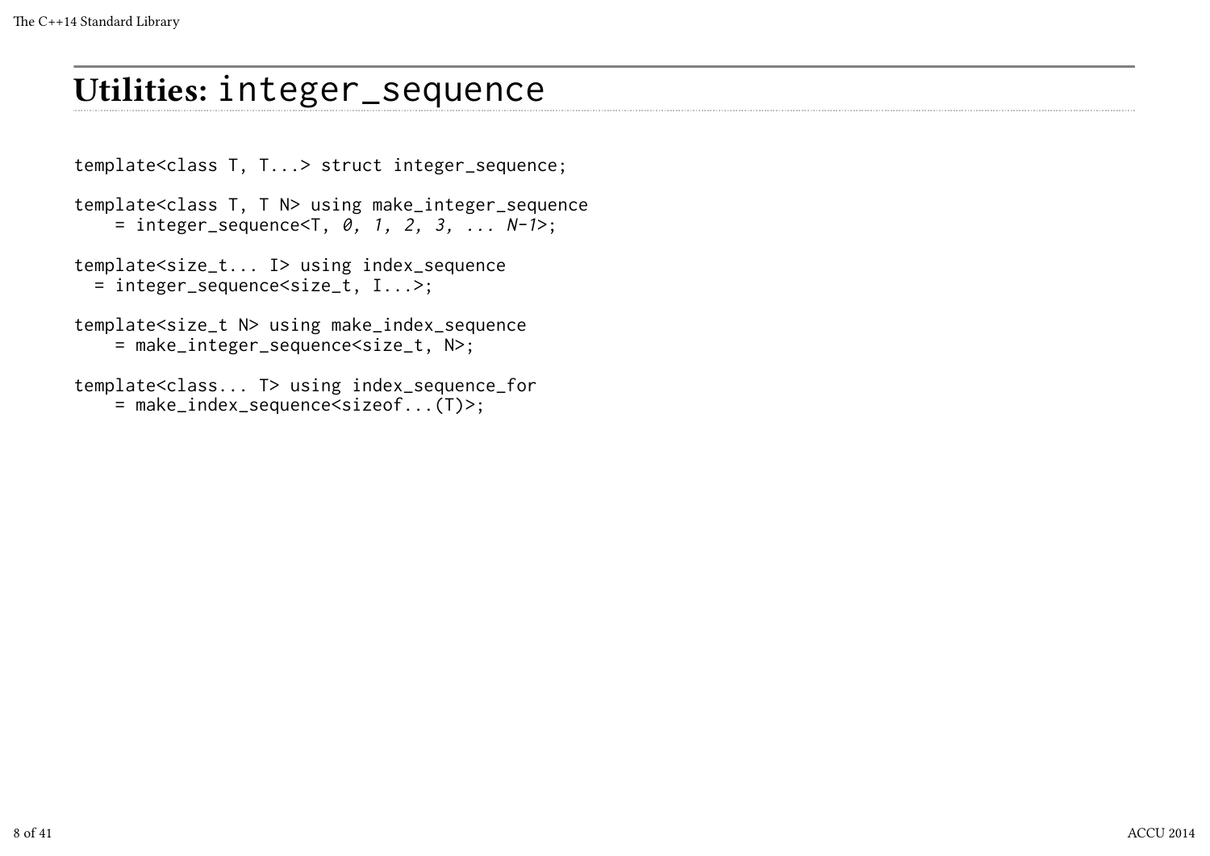# Utilities: `integer_sequence`

```
template<class T, T...> struct integer_sequence;

template<class T, T N> using make_integer_sequence
    = integer_sequence<T, 0, 1, 2, 3, ... N-1>;

template<size_t... I> using index_sequence
  = integer_sequence<size_t, I...>;

template<size_t N> using make_index_sequence
    = make_integer_sequence<size_t, N>;

template<class... T> using index_sequence_for
    = make_index_sequence<sizeof...(T)>;
```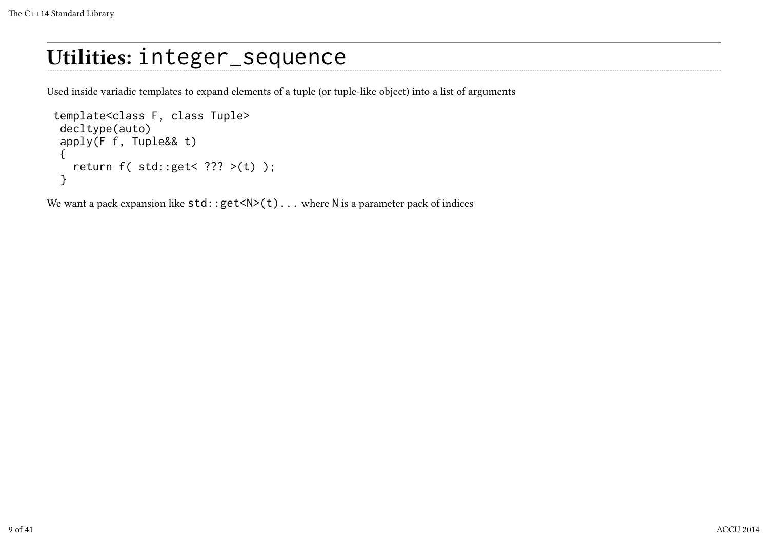# Utilities: `integer_sequence`

Used inside variadic templates to expand elements of a tuple (or tuple-like object) into a list of arguments

```
template<class F, class Tuple>
 decltype(auto)
 apply(F f, Tuple&& t)
 {
   return f( std::get< ??? >(t) );
 }
```

We want a pack expansion like `std::get<N>(t)...` where `N` is a parameter pack of indices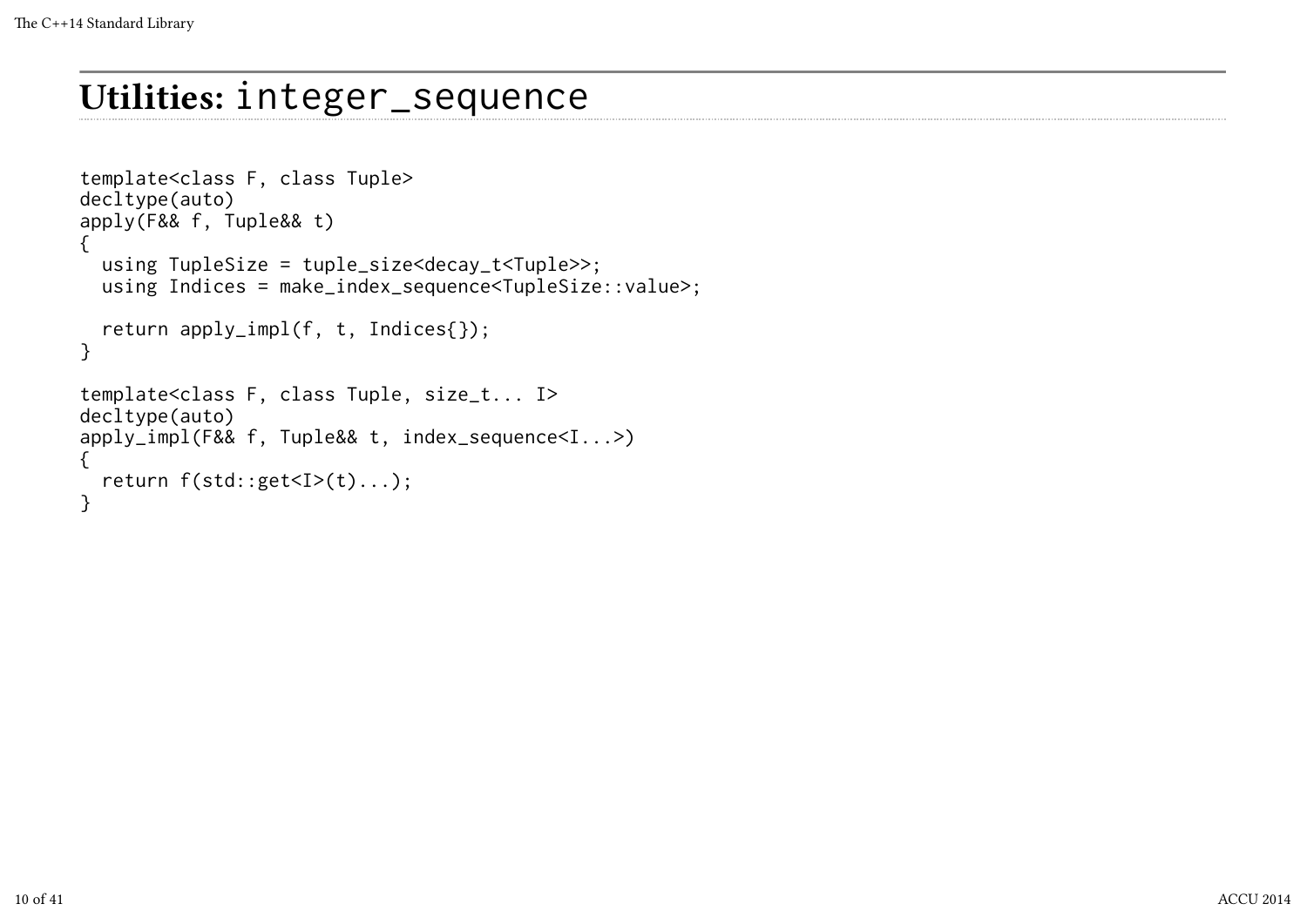# Utilities: `integer_sequence`

```
template<class F, class Tuple>
decltype(auto)
apply(F&& f, Tuple&& t)
{
  using TupleSize = tuple_size<decay_t<Tuple>>;
  using Indices = make_index_sequence<TupleSize::value>;

  return apply_impl(f, t, Indices{});
}

template<class F, class Tuple, size_t... I>
decltype(auto)
apply_impl(F&& f, Tuple&& t, index_sequence<I...>)
{
  return f(std::get<I>(t)...);
}
```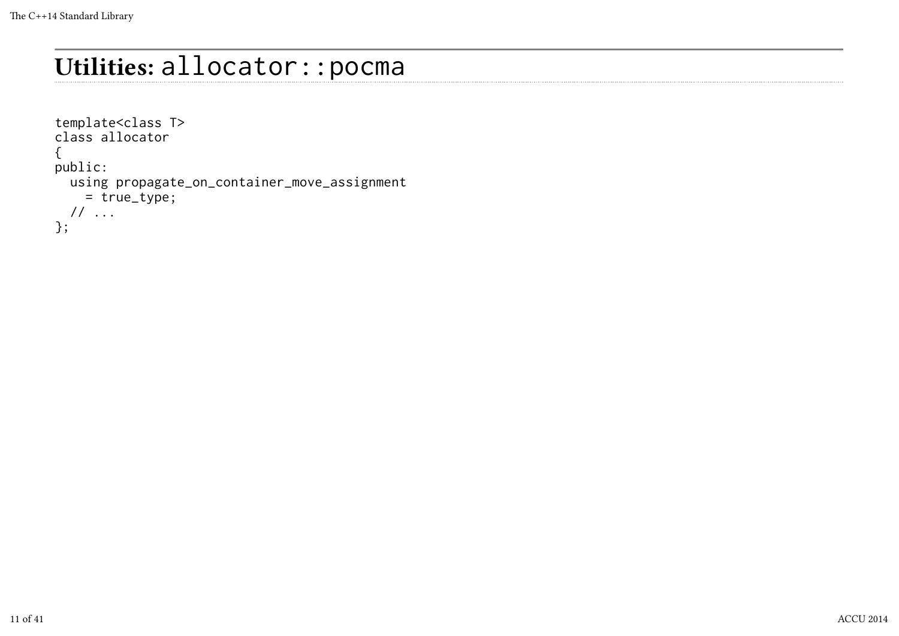## Utilities: `allocator::pocma`

```
template<class T>
class allocator
{
public:
  using propagate_on_container_move_assignment
    = true_type;
  // ...
};
```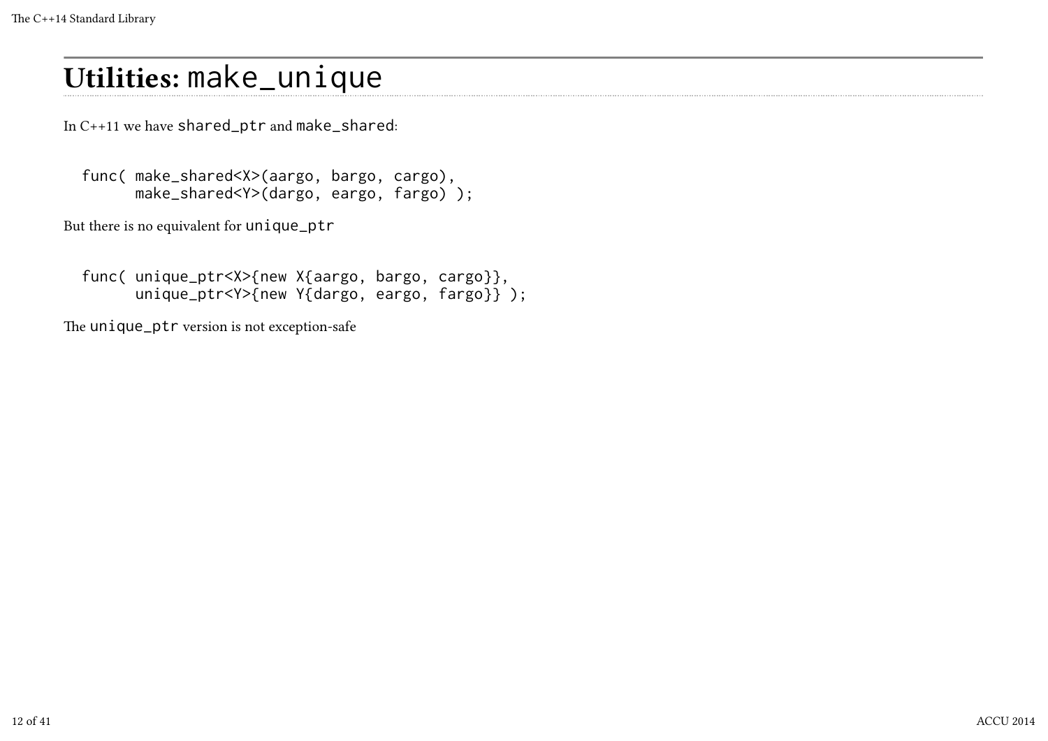# Utilities: `make_unique`

In C++11 we have `shared_ptr` and `make_shared`:

```
func( make_shared<X>(aargo, bargo, cargo),
      make_shared<Y>(dargo, eargo, fargo) );
```

But there is no equivalent for `unique_ptr`

```
func( unique_ptr<X>{new X{aargo, bargo, cargo}},
      unique_ptr<Y>{new Y{dargo, eargo, fargo}} );
```

The `unique_ptr` version is not exception-safe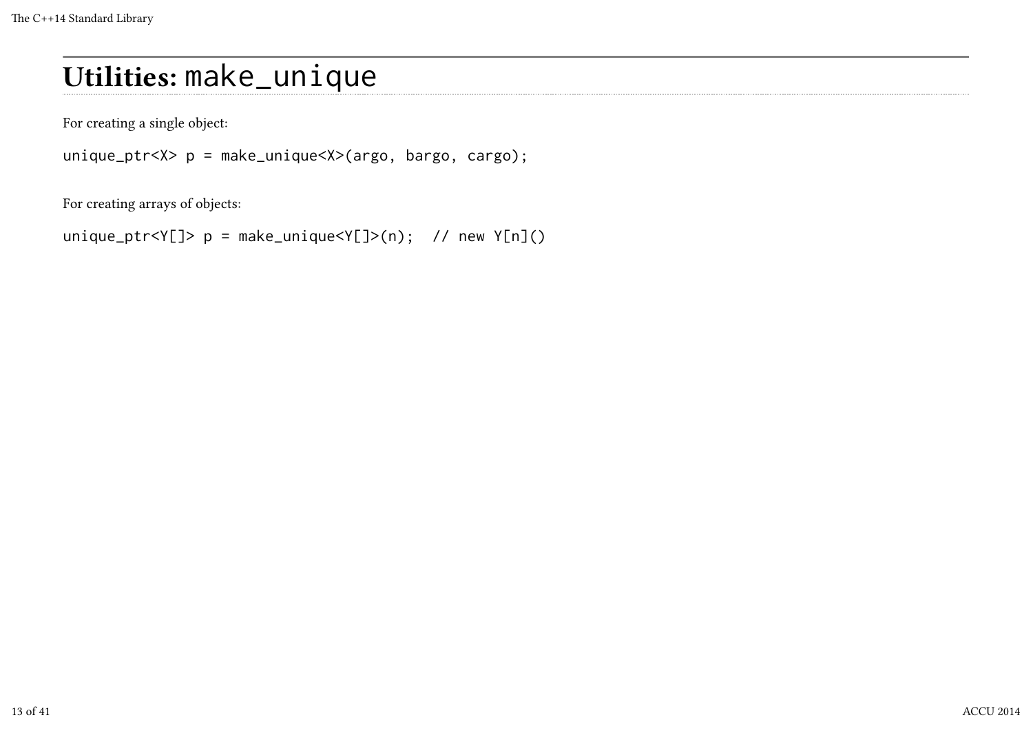# Utilities: `make_unique`

For creating a single object:

```
unique_ptr<X> p = make_unique<X>(argo, bargo, cargo);
```

For creating arrays of objects:

```
unique_ptr<Y[]> p = make_unique<Y[]>(n);  // new Y[n]()
```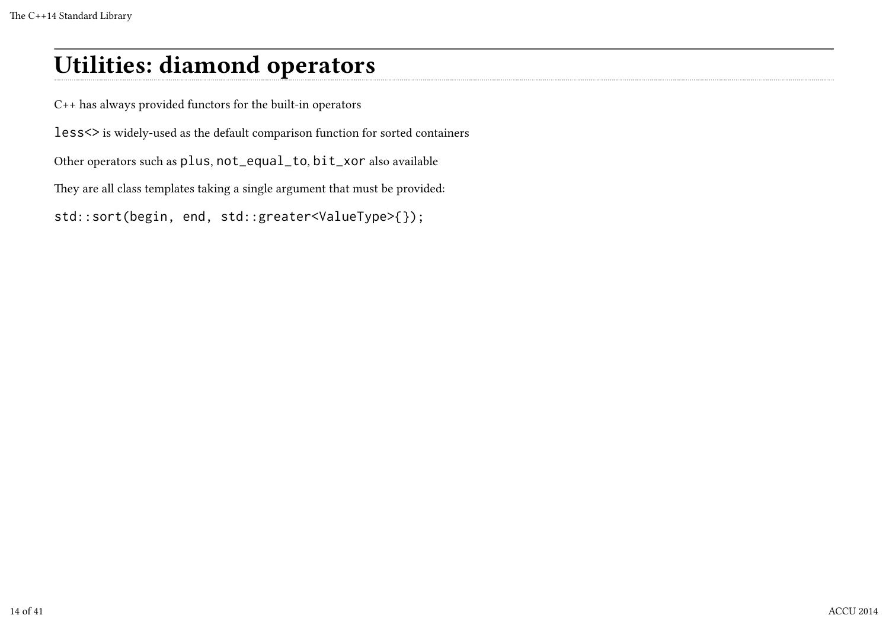# Utilities: diamond operators

C++ has always provided functors for the built-in operators

`less<>` is widely-used as the default comparison function for sorted containers

Other operators such as `plus`, `not_equal_to`, `bit_xor` also available

They are all class templates taking a single argument that must be provided:

```
std::sort(begin, end, std::greater<ValueType>{});
```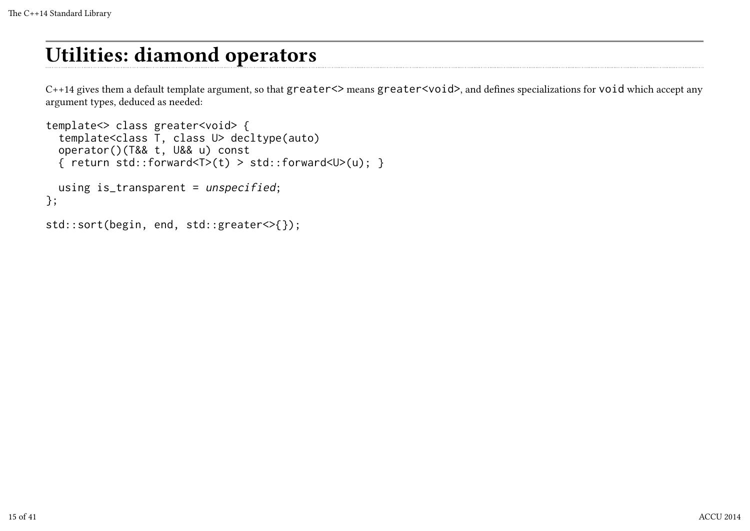# Utilities: diamond operators

C++14 gives them a default template argument, so that `greater<>` means `greater<void>`, and defines specializations for `void` which accept any argument types, deduced as needed:

```
template<> class greater<void> {
  template<class T, class U> decltype(auto)
  operator()(T&& t, U&& u) const
  { return std::forward<T>(t) > std::forward<U>(u); }

  using is_transparent = unspecified;
};

std::sort(begin, end, std::greater<>{});
```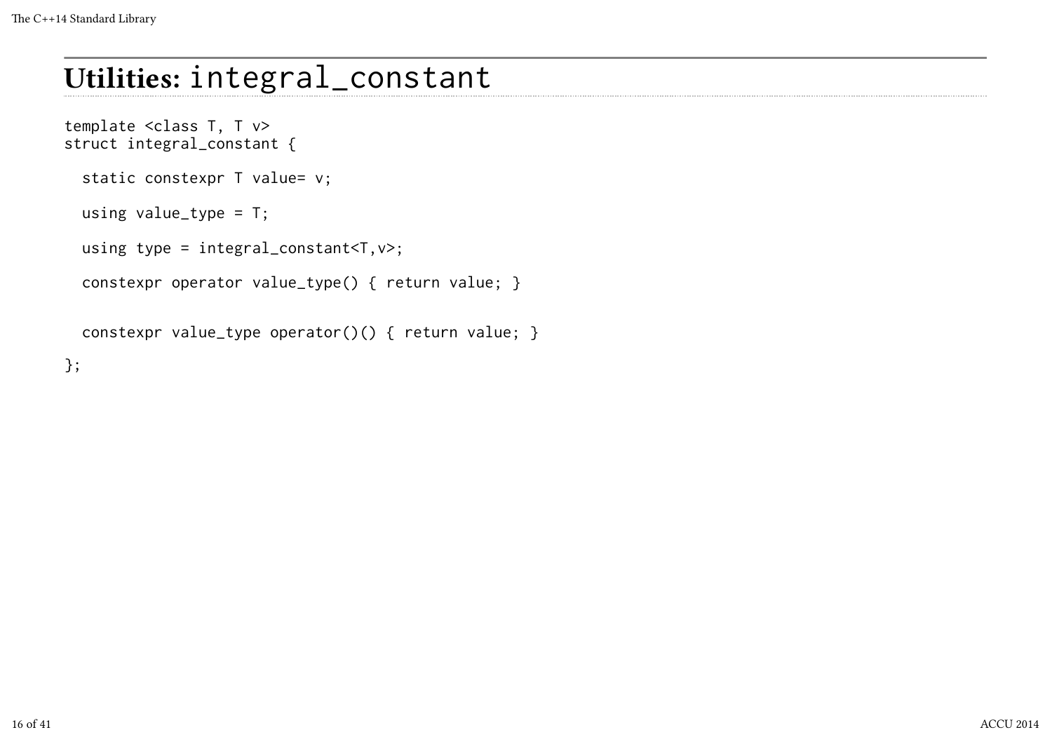# Utilities: `integral_constant`

```
template <class T, T v>
struct integral_constant {

  static constexpr T value= v;

  using value_type = T;

  using type = integral_constant<T,v>;

  constexpr operator value_type() { return value; }


  constexpr value_type operator()() { return value; }

};
```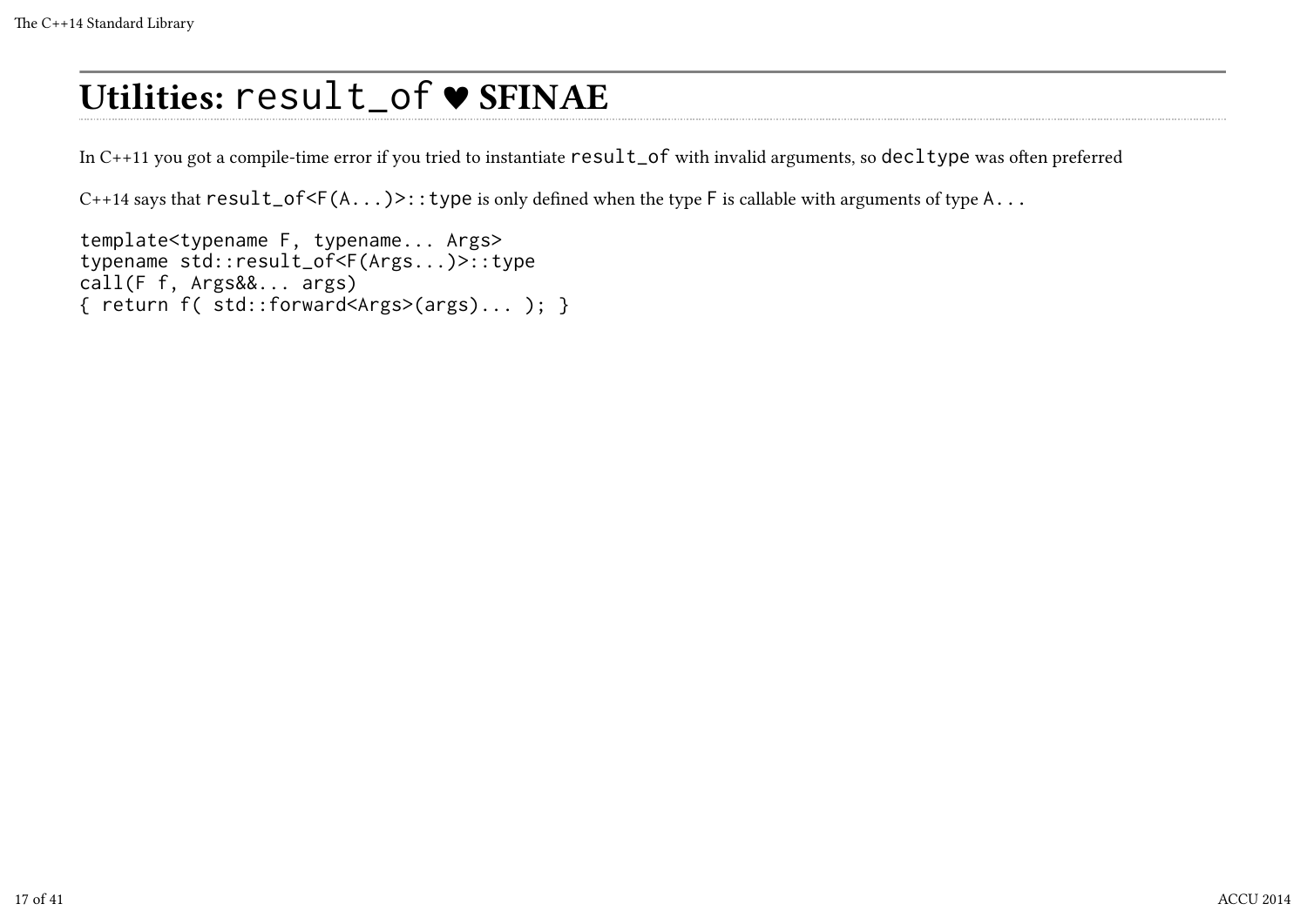# Utilities: `result_of` ♥ SFINAE

In C++11 you got a compile-time error if you tried to instantiate `result_of` with invalid arguments, so `decltype` was often preferred

C++14 says that `result_of<F(A...)>::type` is only defined when the type `F` is callable with arguments of type `A...`

```
template<typename F, typename... Args>
typename std::result_of<F(Args...)>::type
call(F f, Args&&... args)
{ return f( std::forward<Args>(args)... ); }
```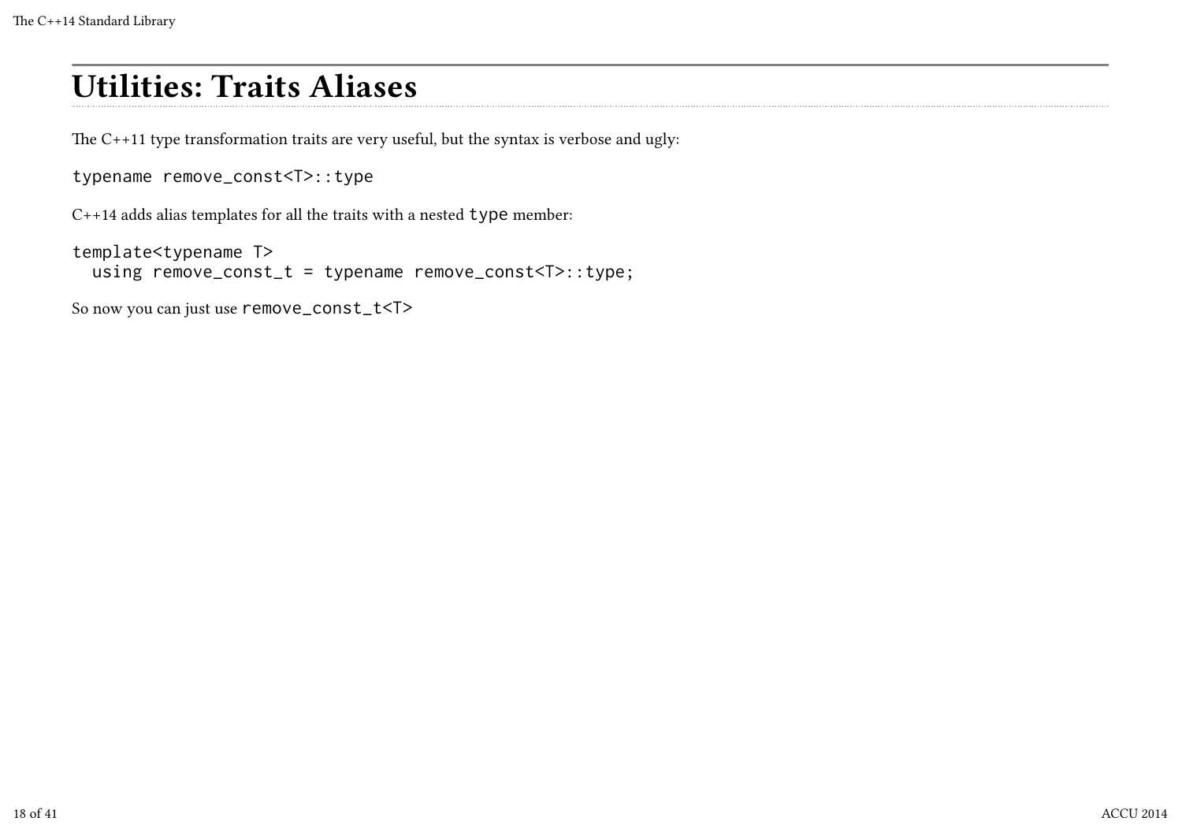# Utilities: Traits Aliases

The C++11 type transformation traits are very useful, but the syntax is verbose and ugly:

```
typename remove_const<T>::type
```

C++14 adds alias templates for all the traits with a nested `type` member:

```
template<typename T>
  using remove_const_t = typename remove_const<T>::type;
```

So now you can just use `remove_const_t<T>`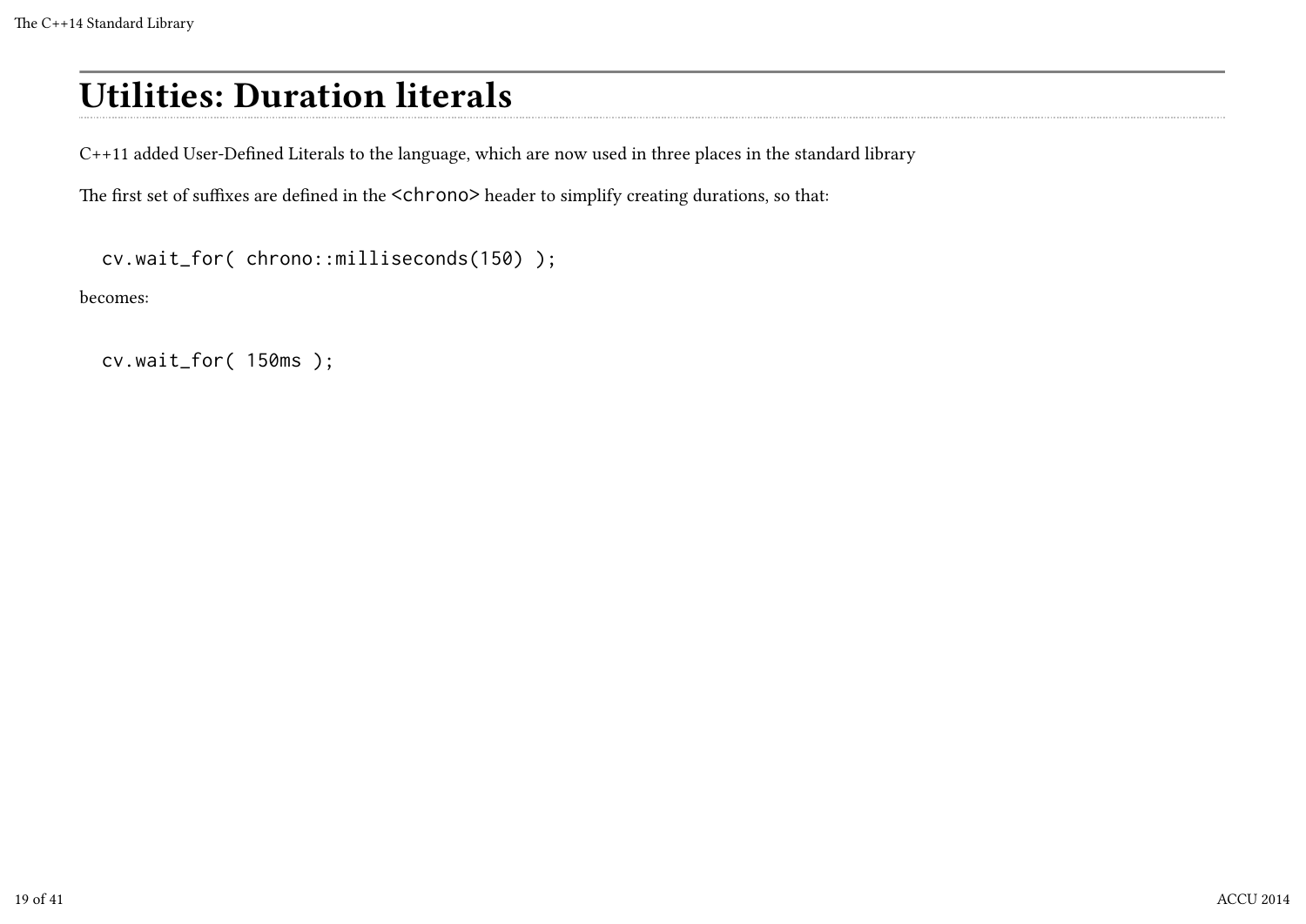# Utilities: Duration literals

C++11 added User-Defined Literals to the language, which are now used in three places in the standard library

The first set of suffixes are defined in the `<chrono>` header to simplify creating durations, so that:

```
cv.wait_for( chrono::milliseconds(150) );
```

becomes:

```
cv.wait_for( 150ms );
```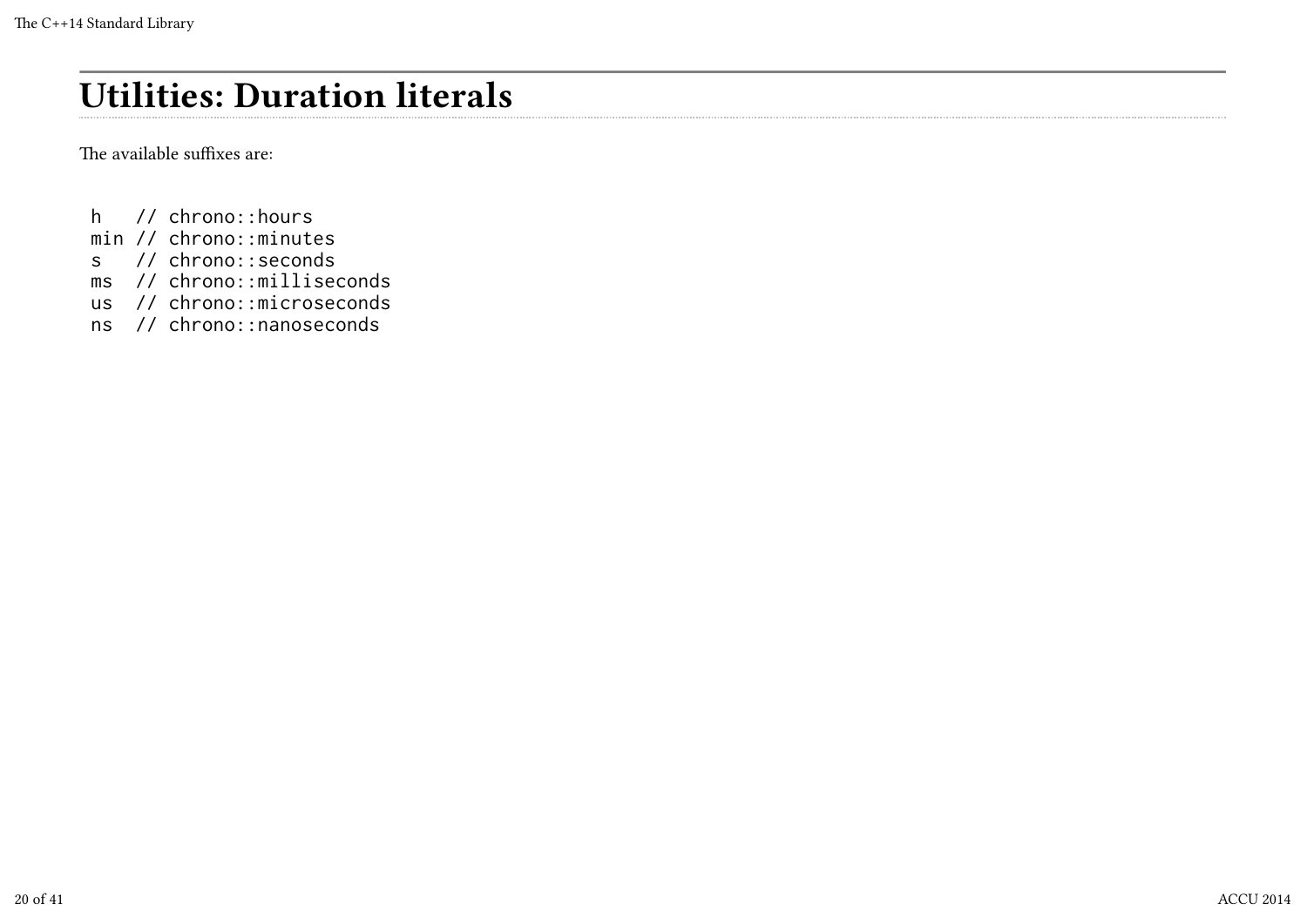# Utilities: Duration literals

The available suffixes are:

```
h   // chrono::hours
min // chrono::minutes
s   // chrono::seconds
ms  // chrono::milliseconds
us  // chrono::microseconds
ns  // chrono::nanoseconds
```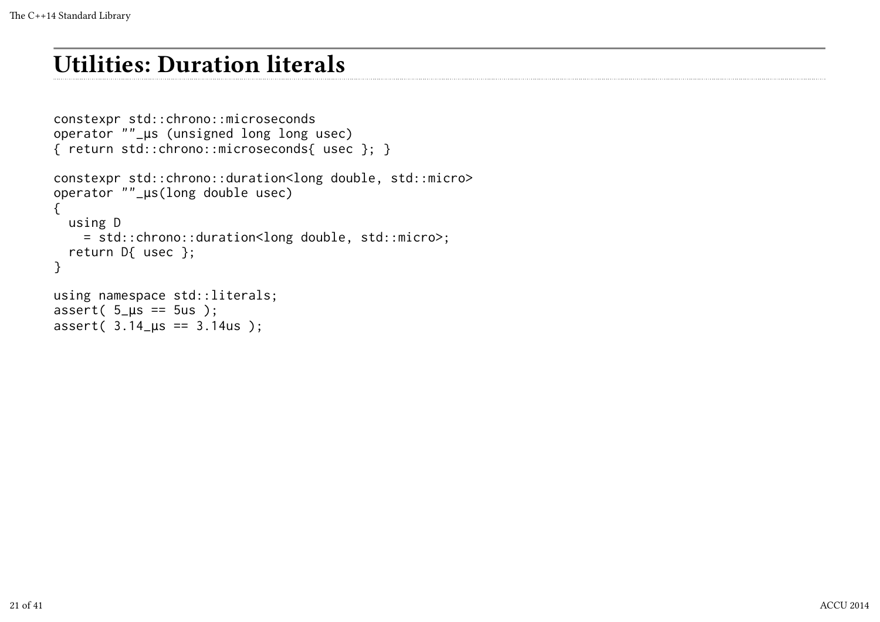# Utilities: Duration literals

```
constexpr std::chrono::microseconds
operator ""_µs (unsigned long long usec)
{ return std::chrono::microseconds{ usec }; }

constexpr std::chrono::duration<long double, std::micro>
operator ""_µs(long double usec)
{
  using D
    = std::chrono::duration<long double, std::micro>;
  return D{ usec };
}

using namespace std::literals;
assert( 5_µs == 5us );
assert( 3.14_µs == 3.14us );
```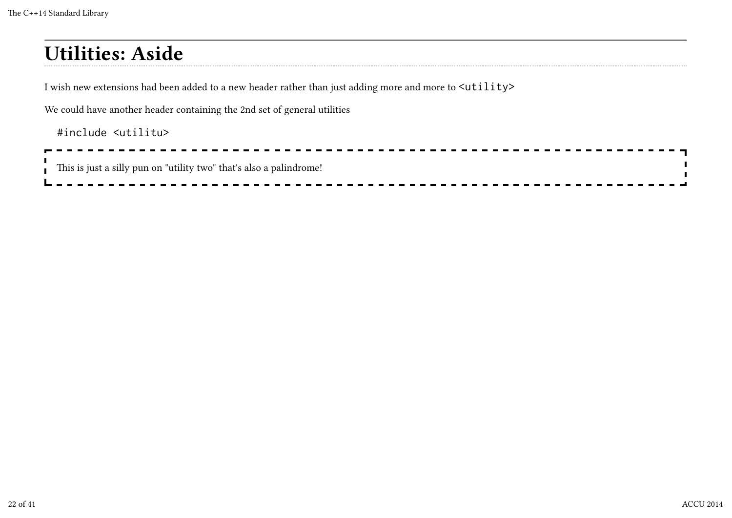# Utilities: Aside

I wish new extensions had been added to a new header rather than just adding more and more to `<utility>`

We could have another header containing the 2nd set of general utilities

```
#include <utilitu>
```

> This is just a silly pun on "utility two" that's also a palindrome!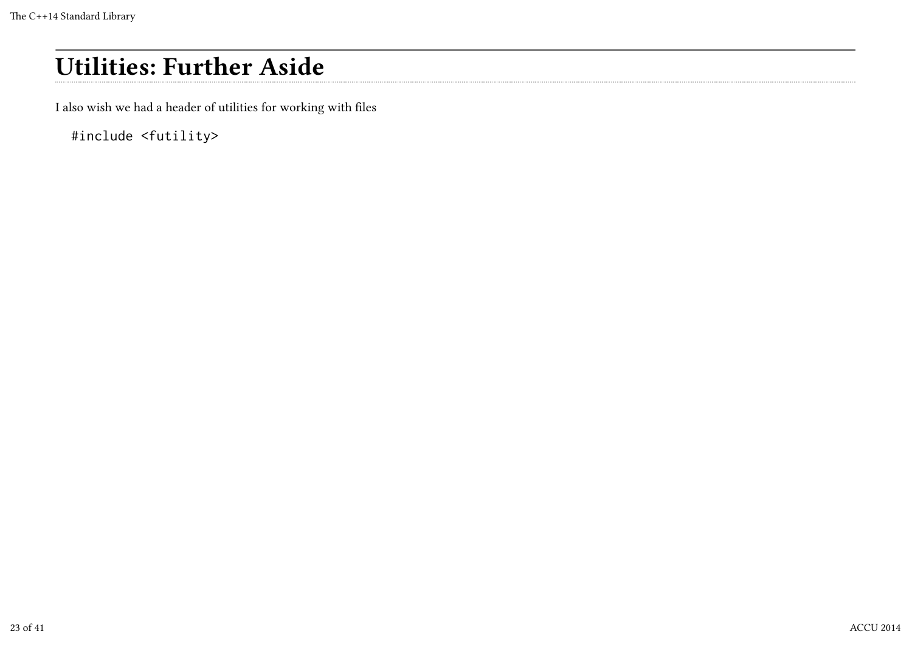# Utilities: Further Aside

I also wish we had a header of utilities for working with files

```
#include <futility>
```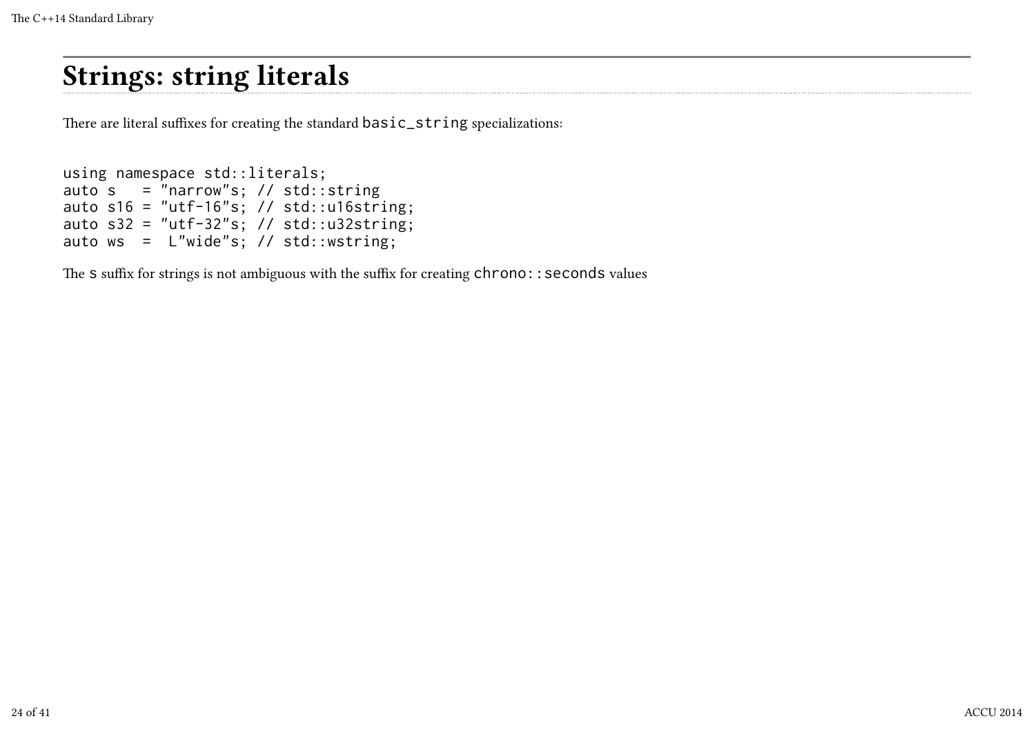# Strings: string literals

There are literal suffixes for creating the standard `basic_string` specializations:

```
using namespace std::literals;
auto s   = "narrow"s; // std::string
auto s16 = "utf-16"s; // std::u16string;
auto s32 = "utf-32"s; // std::u32string;
auto ws  =  L"wide"s; // std::wstring;
```

The `s` suffix for strings is not ambiguous with the suffix for creating `chrono::seconds` values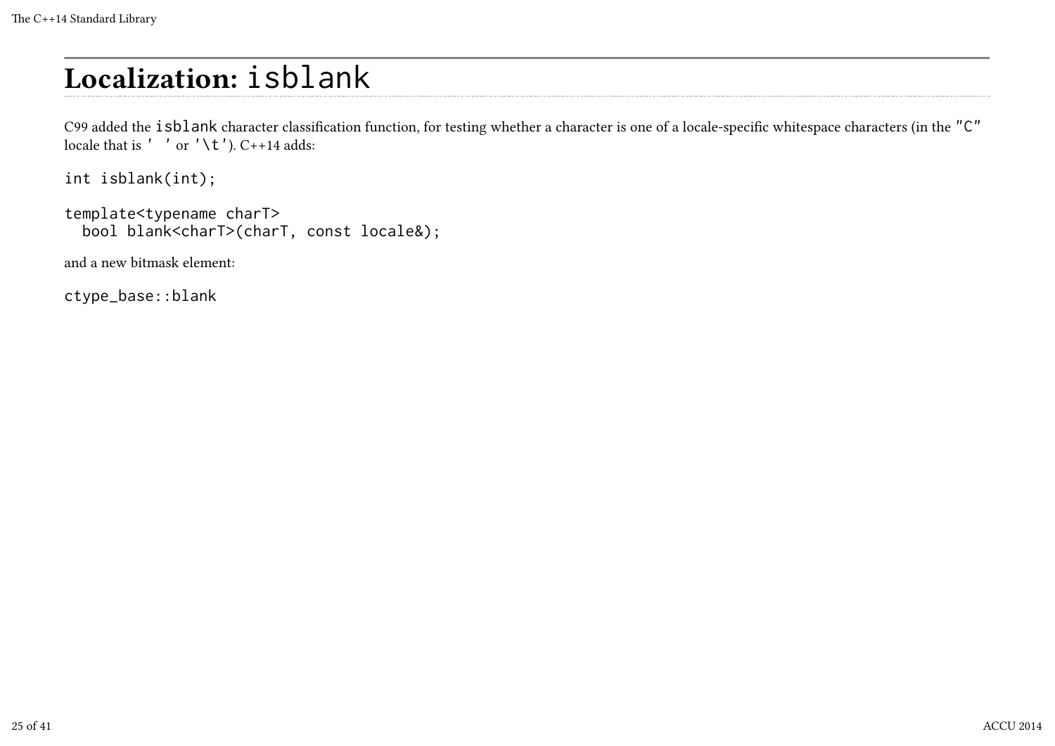# Localization: `isblank`

C99 added the `isblank` character classification function, for testing whether a character is one of a locale-specific whitespace characters (in the `"C"` locale that is `' '` or `'\t'`). C++14 adds:

```
int isblank(int);

template<typename charT>
  bool blank<charT>(charT, const locale&);
```

and a new bitmask element:

```
ctype_base::blank
```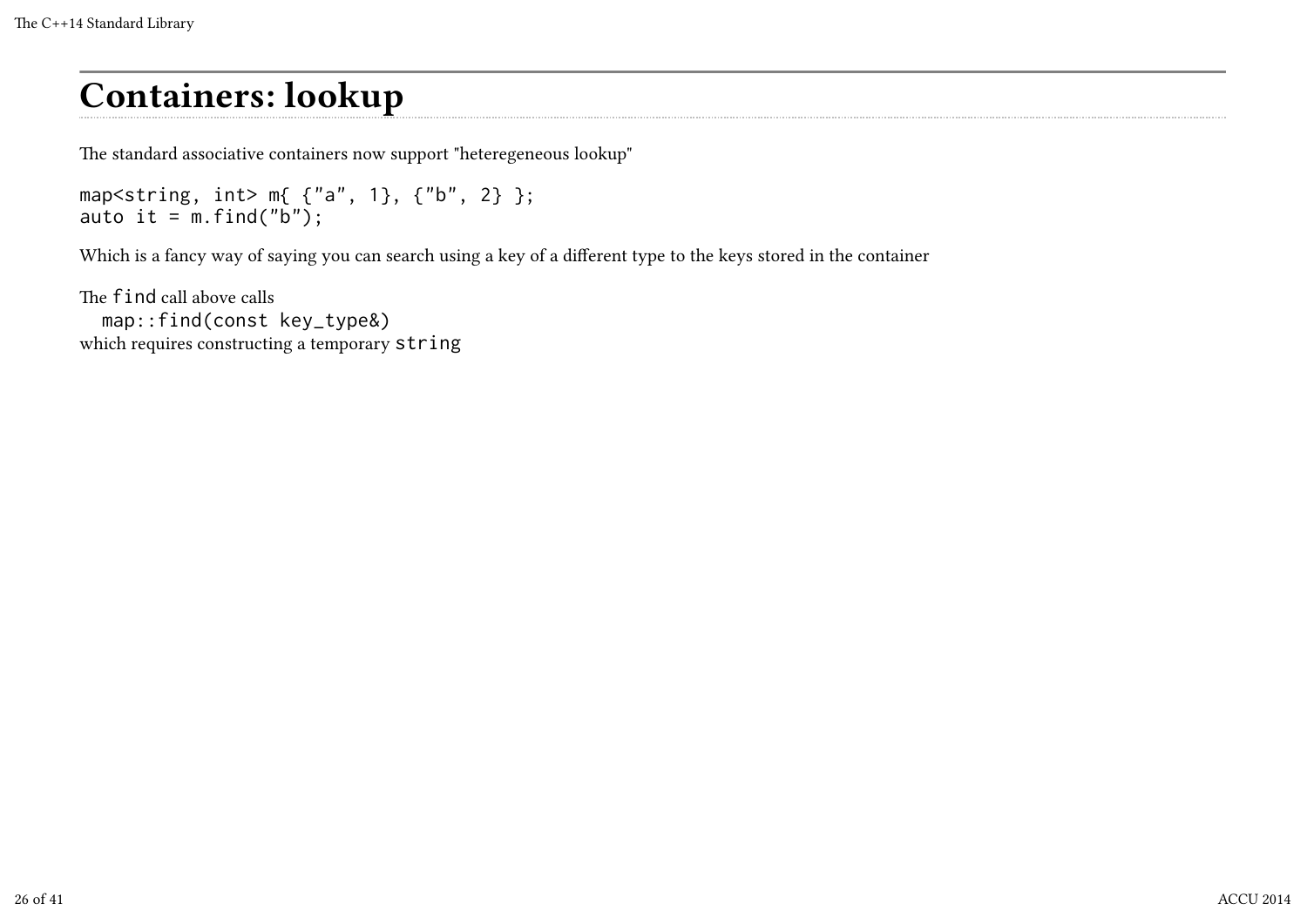# Containers: lookup

The standard associative containers now support "heteregeneous lookup"

```
map<string, int> m{ {"a", 1}, {"b", 2} };
auto it = m.find("b");
```

Which is a fancy way of saying you can search using a key of a different type to the keys stored in the container

The `find` call above calls

```
  map::find(const key_type&)
```

which requires constructing a temporary `string`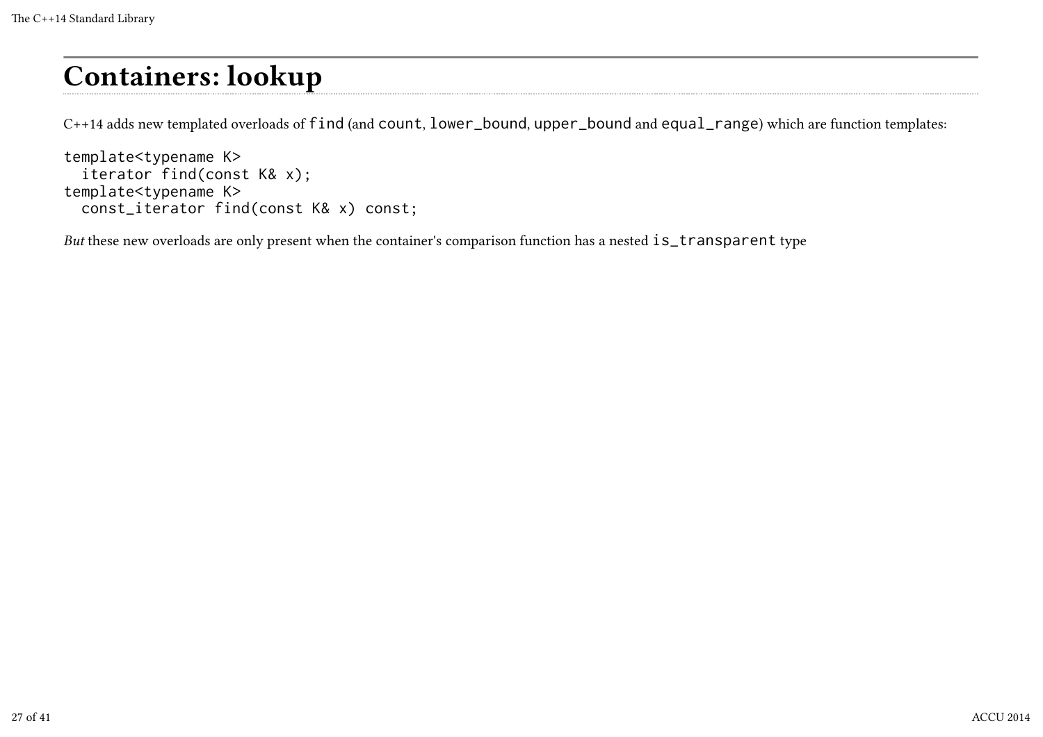# Containers: lookup

C++14 adds new templated overloads of `find` (and `count`, `lower_bound`, `upper_bound` and `equal_range`) which are function templates:

```
template<typename K>
  iterator find(const K& x);
template<typename K>
  const_iterator find(const K& x) const;
```

*But* these new overloads are only present when the container's comparison function has a nested `is_transparent` type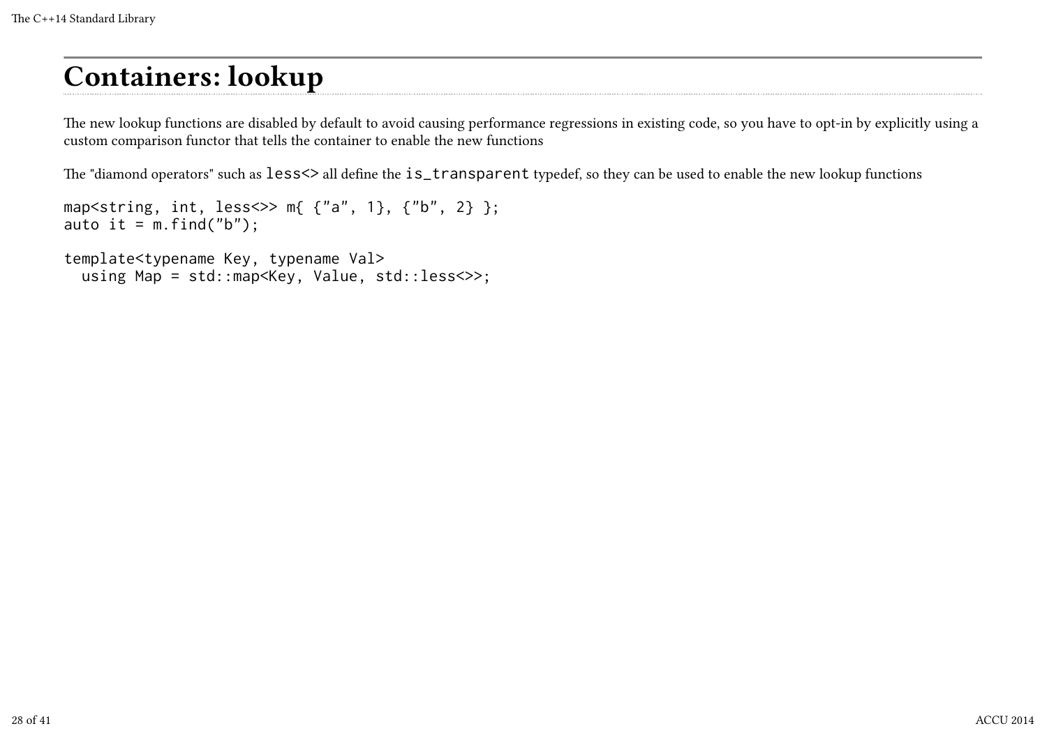# Containers: lookup

The new lookup functions are disabled by default to avoid causing performance regressions in existing code, so you have to opt-in by explicitly using a custom comparison functor that tells the container to enable the new functions

The "diamond operators" such as `less<>` all define the `is_transparent` typedef, so they can be used to enable the new lookup functions

```
map<string, int, less<>> m{ {"a", 1}, {"b", 2} };
auto it = m.find("b");

template<typename Key, typename Val>
  using Map = std::map<Key, Value, std::less<>>;
```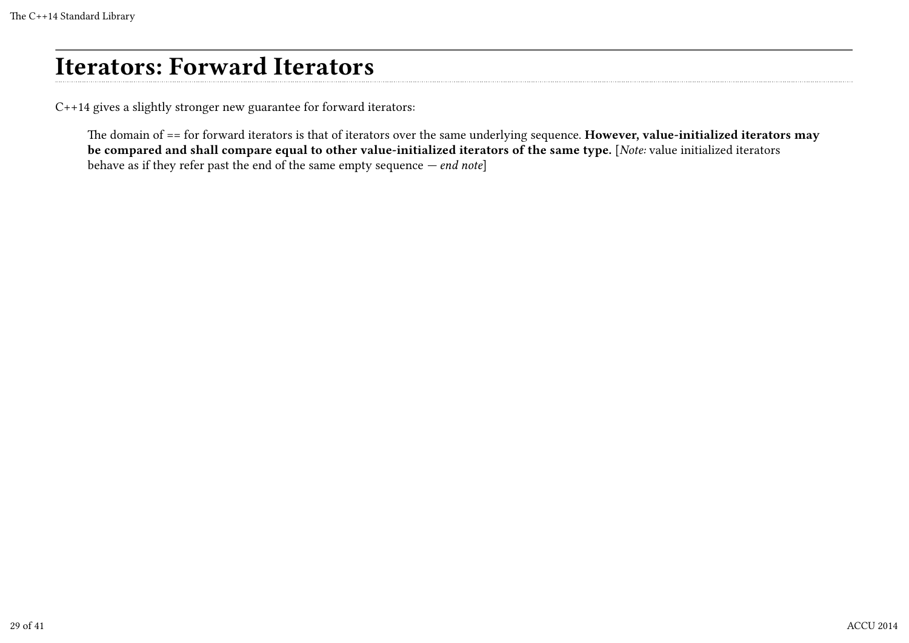# Iterators: Forward Iterators

C++14 gives a slightly stronger new guarantee for forward iterators:

> The domain of == for forward iterators is that of iterators over the same underlying sequence. **However, value-initialized iterators may be compared and shall compare equal to other value-initialized iterators of the same type.** [*Note:* value initialized iterators behave as if they refer past the end of the same empty sequence — *end note*]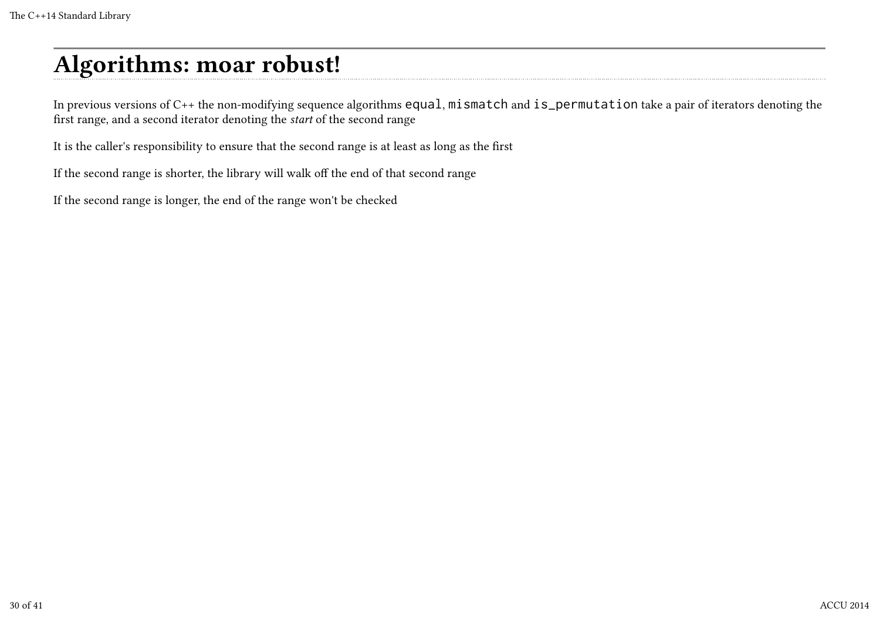# Algorithms: moar robust!

In previous versions of C++ the non-modifying sequence algorithms `equal`, `mismatch` and `is_permutation` take a pair of iterators denoting the first range, and a second iterator denoting the *start* of the second range

It is the caller's responsibility to ensure that the second range is at least as long as the first

If the second range is shorter, the library will walk off the end of that second range

If the second range is longer, the end of the range won't be checked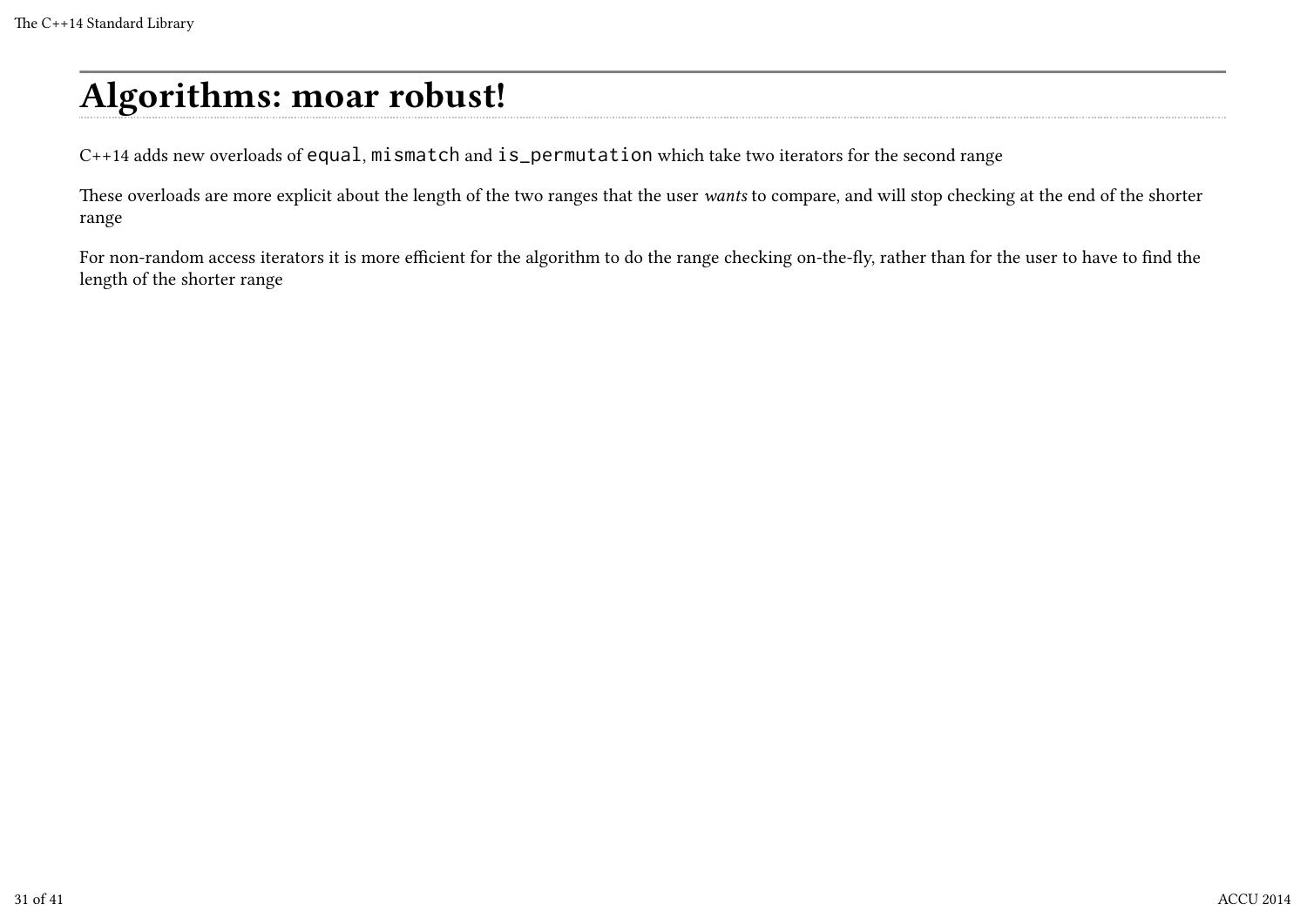# Algorithms: moar robust!

C++14 adds new overloads of `equal`, `mismatch` and `is_permutation` which take two iterators for the second range

These overloads are more explicit about the length of the two ranges that the user *wants* to compare, and will stop checking at the end of the shorter range

For non-random access iterators it is more efficient for the algorithm to do the range checking on-the-fly, rather than for the user to have to find the length of the shorter range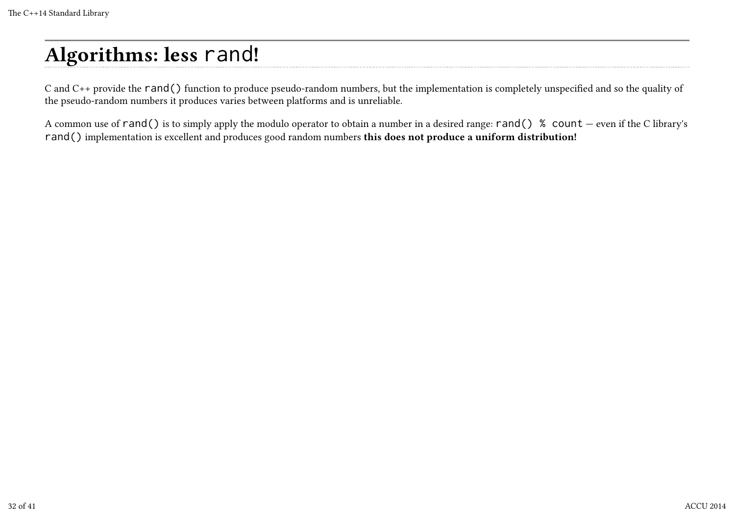# Algorithms: less `rand`!

C and C++ provide the `rand()` function to produce pseudo-random numbers, but the implementation is completely unspecified and so the quality of the pseudo-random numbers it produces varies between platforms and is unreliable.

A common use of `rand()` is to simply apply the modulo operator to obtain a number in a desired range: `rand() % count` — even if the C library's `rand()` implementation is excellent and produces good random numbers **this does not produce a uniform distribution!**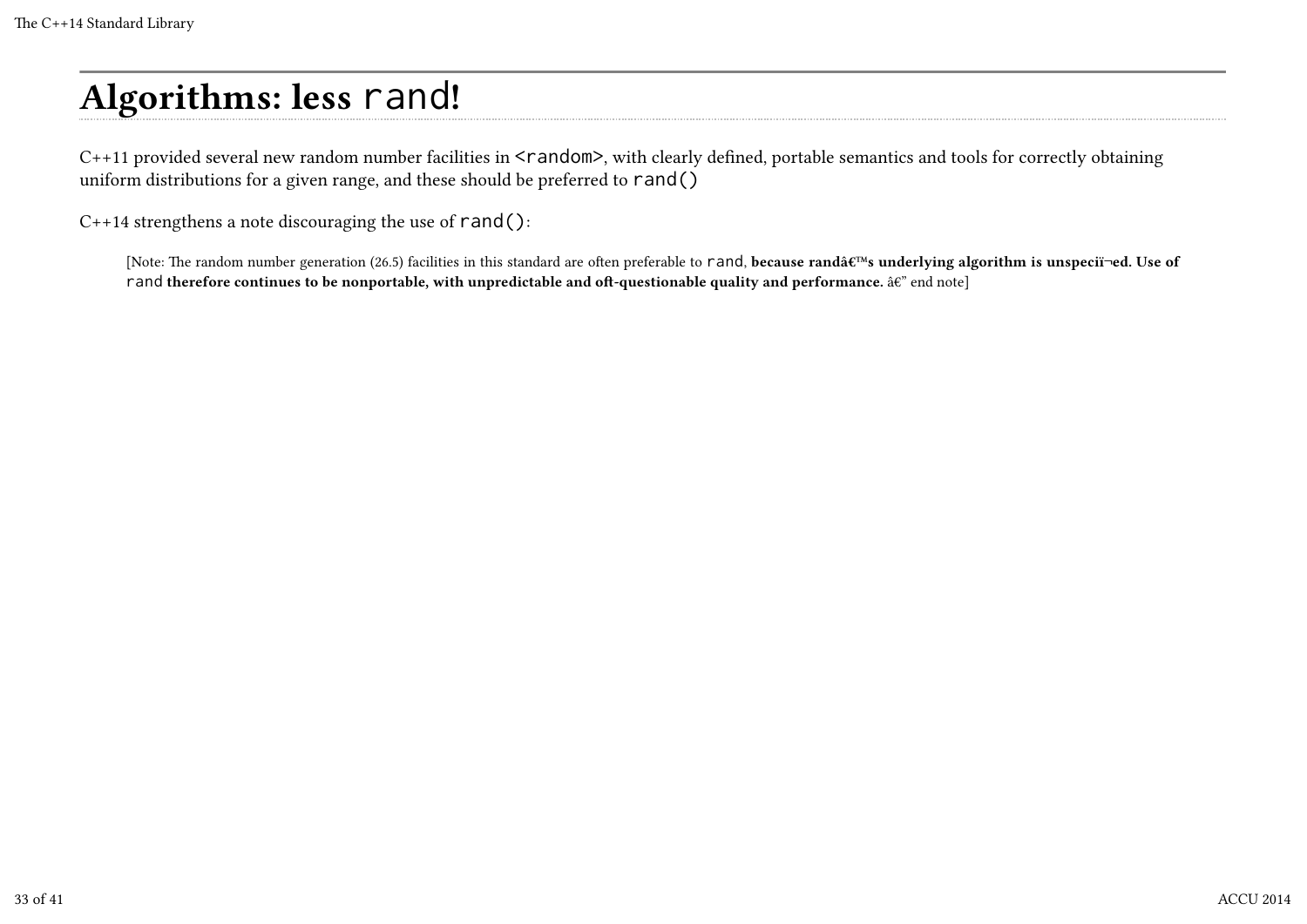# Algorithms: less `rand`!

C++11 provided several new random number facilities in `<random>`, with clearly defined, portable semantics and tools for correctly obtaining uniform distributions for a given range, and these should be preferred to `rand()`

C++14 strengthens a note discouraging the use of `rand()`:

> [Note: The random number generation (26.5) facilities in this standard are often preferable to `rand`, **because randâ€™s underlying algorithm is unspeciï¬ed. Use of** `rand` **therefore continues to be nonportable, with unpredictable and oft-questionable quality and performance.** â€” end note]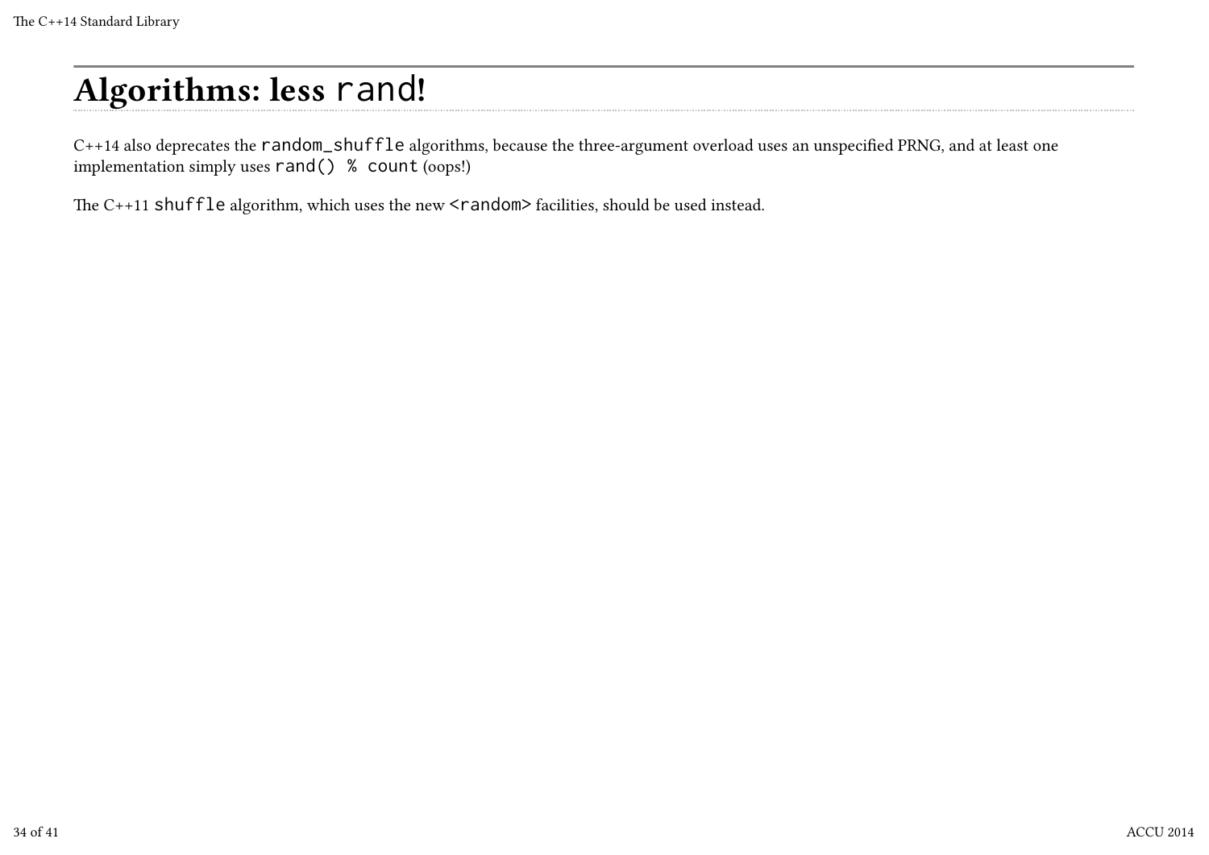# Algorithms: less `rand`!

C++14 also deprecates the `random_shuffle` algorithms, because the three-argument overload uses an unspecified PRNG, and at least one implementation simply uses `rand() % count` (oops!)

The C++11 `shuffle` algorithm, which uses the new `<random>` facilities, should be used instead.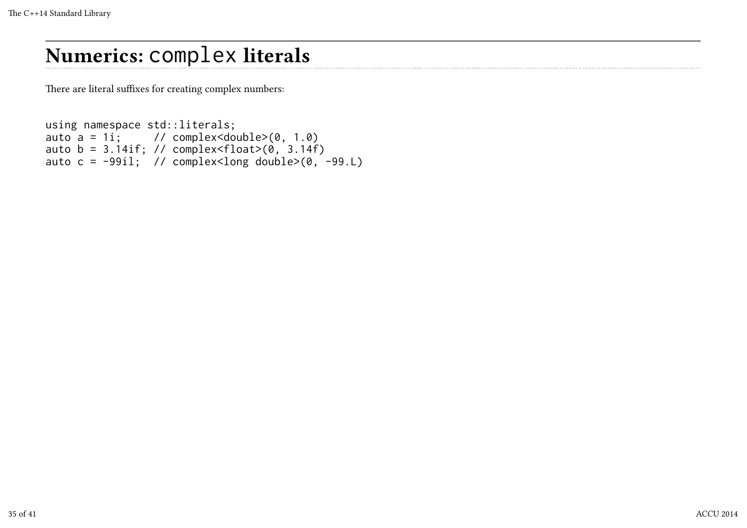# Numerics: `complex` literals

There are literal suffixes for creating complex numbers:

```
using namespace std::literals;
auto a = 1i;     // complex<double>(0, 1.0)
auto b = 3.14if; // complex<float>(0, 3.14f)
auto c = -99il;  // complex<long double>(0, -99.L)
```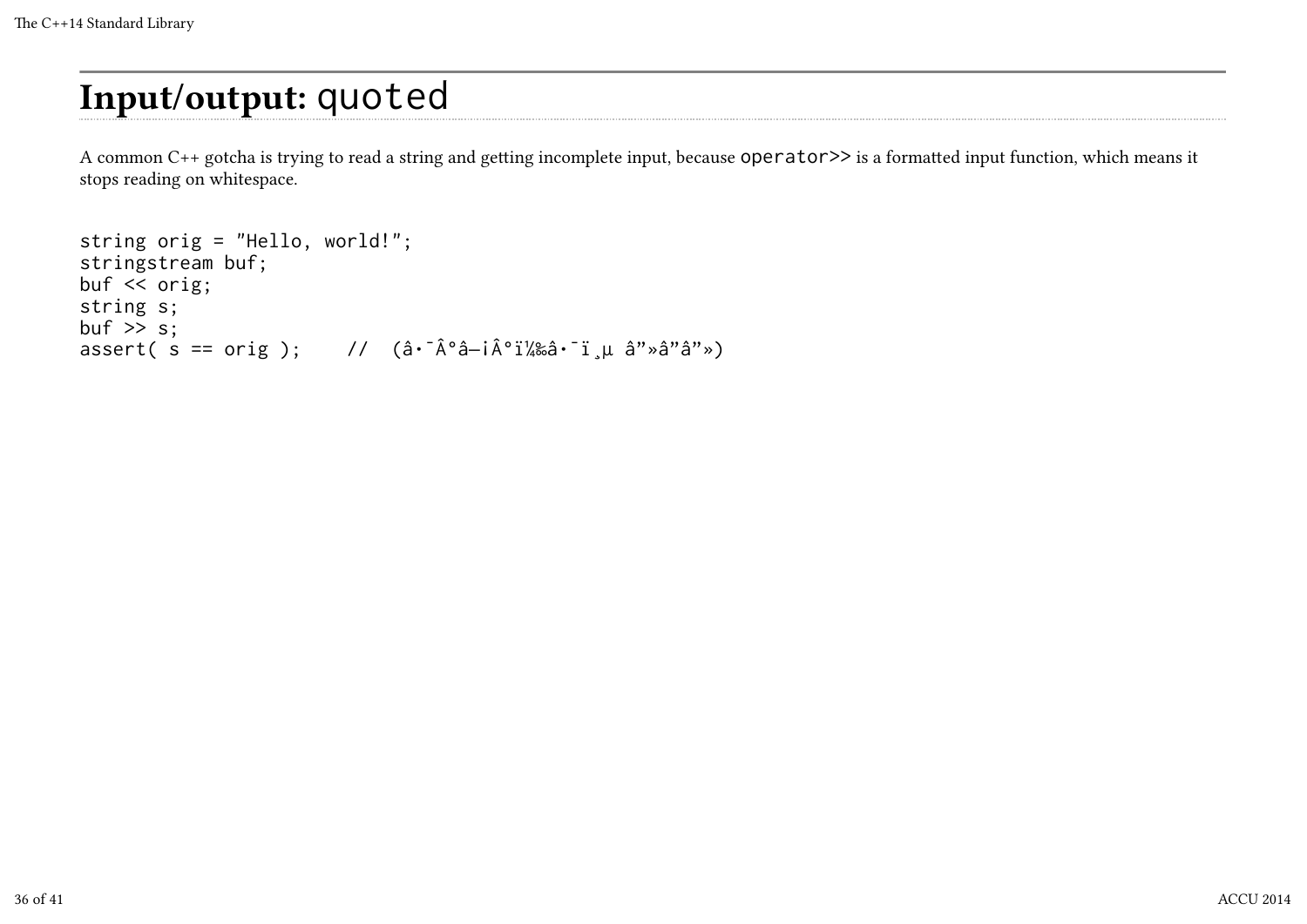# Input/output: `quoted`

A common C++ gotcha is trying to read a string and getting incomplete input, because `operator>>` is a formatted input function, which means it stops reading on whitespace.

```
string orig = "Hello, world!";
stringstream buf;
buf << orig;
string s;
buf >> s;
assert( s == orig );    //  (â•¯Â°â–¡Â°ï¼‰â•¯ï¸µ â”»â”â”»)
```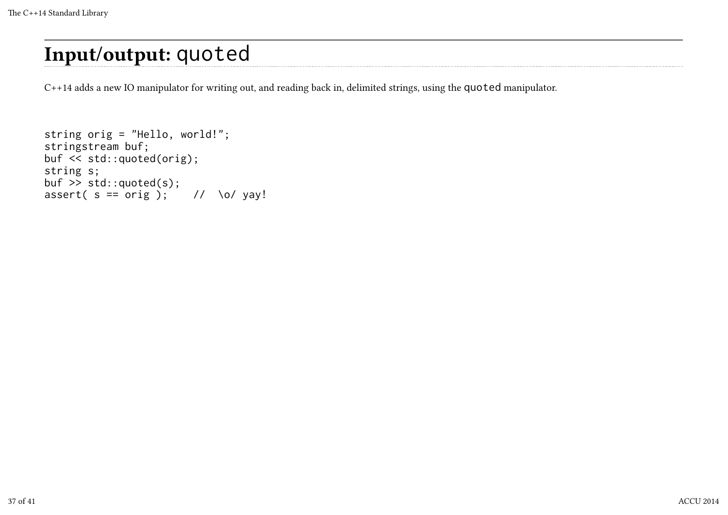# Input/output: `quoted`

C++14 adds a new IO manipulator for writing out, and reading back in, delimited strings, using the `quoted` manipulator.

```
string orig = "Hello, world!";
stringstream buf;
buf << std::quoted(orig);
string s;
buf >> std::quoted(s);
assert( s == orig );    //  \o/ yay!
```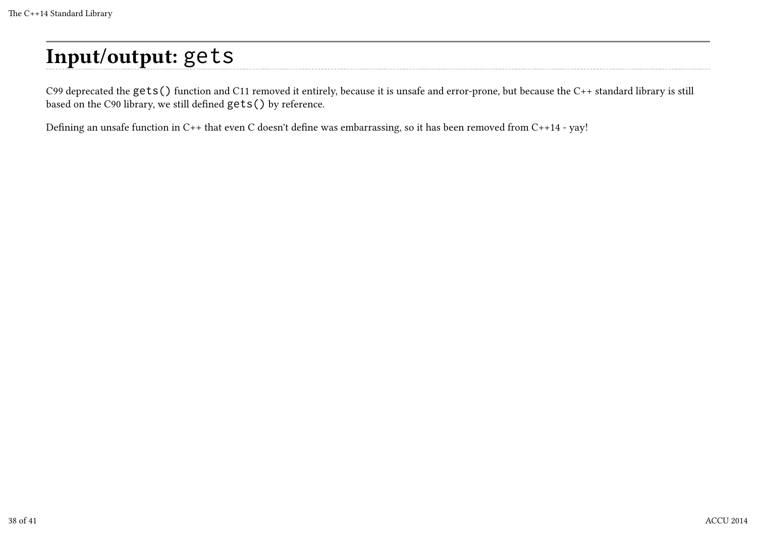# Input/output: `gets`

C99 deprecated the `gets()` function and C11 removed it entirely, because it is unsafe and error-prone, but because the C++ standard library is still based on the C90 library, we still defined `gets()` by reference.

Defining an unsafe function in C++ that even C doesn't define was embarrassing, so it has been removed from C++14 - yay!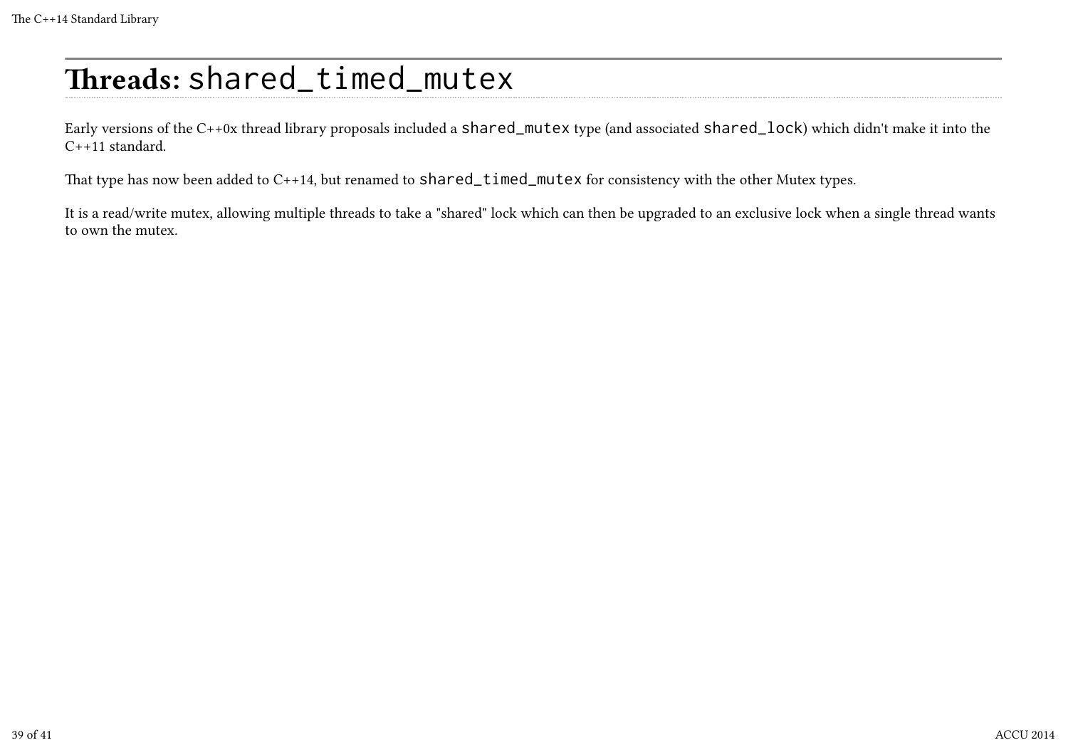# Threads: `shared_timed_mutex`

Early versions of the C++0x thread library proposals included a `shared_mutex` type (and associated `shared_lock`) which didn't make it into the C++11 standard.

That type has now been added to C++14, but renamed to `shared_timed_mutex` for consistency with the other Mutex types.

It is a read/write mutex, allowing multiple threads to take a "shared" lock which can then be upgraded to an exclusive lock when a single thread wants to own the mutex.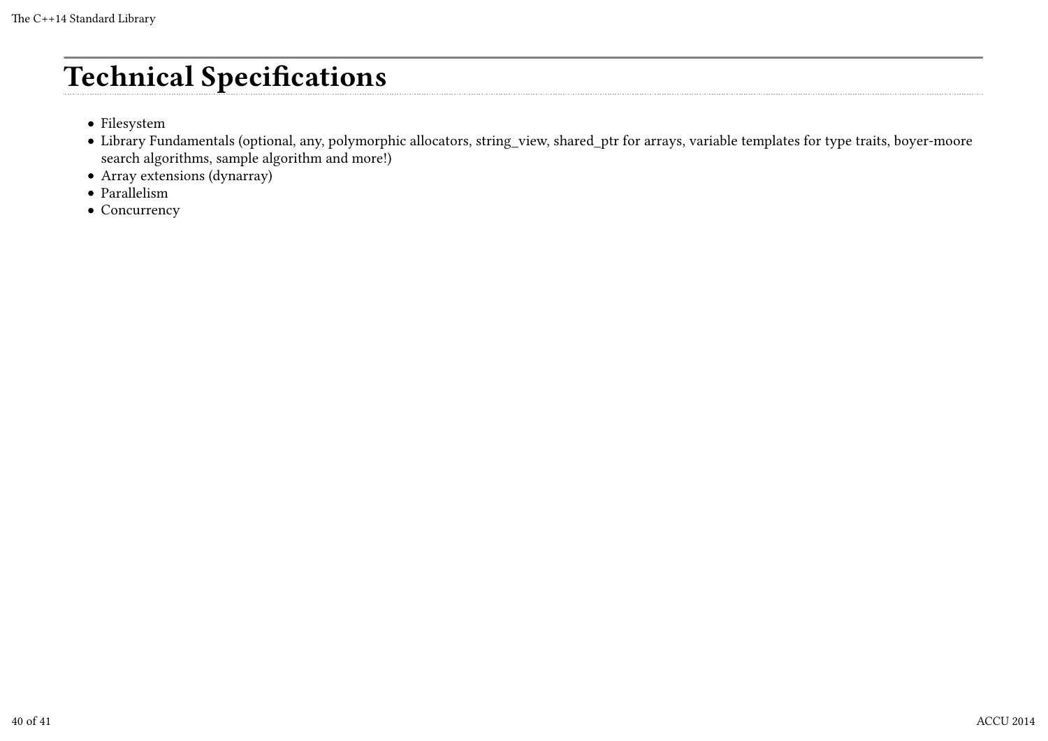# Technical Specifications

- Filesystem
- Library Fundamentals (optional, any, polymorphic allocators, string_view, shared_ptr for arrays, variable templates for type traits, boyer-moore search algorithms, sample algorithm and more!)
- Array extensions (dynarray)
- Parallelism
- Concurrency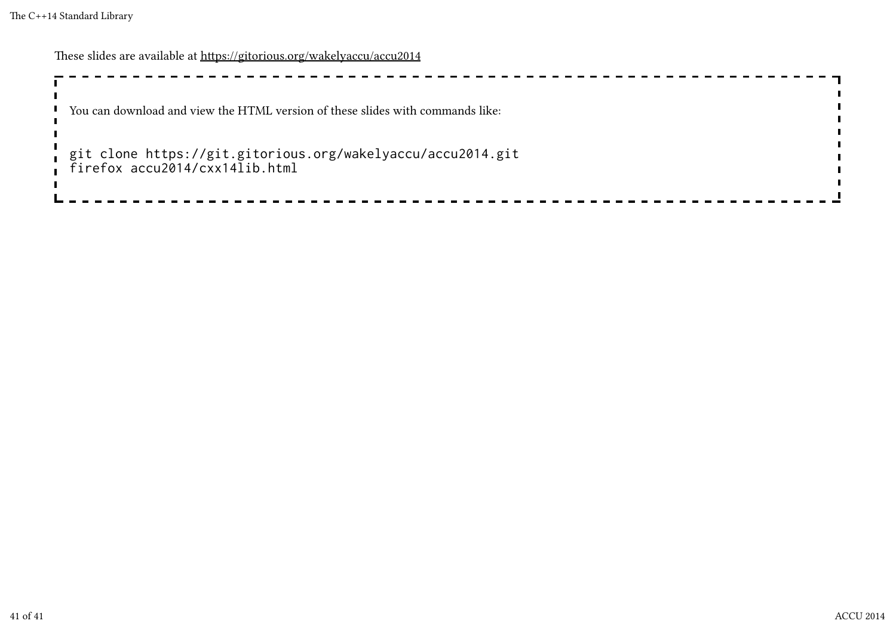These slides are available at https://gitorious.org/wakelyaccu/accu2014

You can download and view the HTML version of these slides with commands like:

```
git clone https://git.gitorious.org/wakelyaccu/accu2014.git
firefox accu2014/cxx14lib.html
```